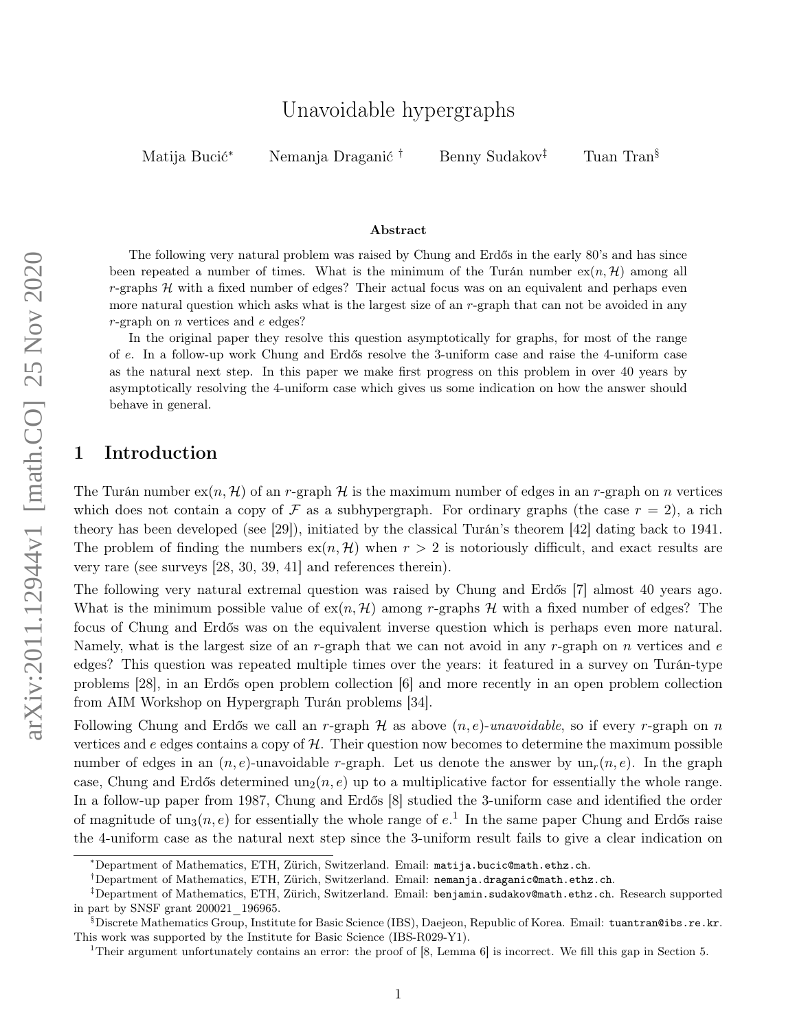# Unavoidable hypergraphs

Matija Bucić* Nemanja Draganić † Benny Sudakov‡ Tuan Tran§

### Abstract

The following very natural problem was raised by Chung and Erdős in the early 80's and has since been repeated a number of times. What is the minimum of the Turán number $\mathrm{ex}(n, \mathcal{H})$ among all $r$-graphs $\mathcal{H}$ with a fixed number of edges? Their actual focus was on an equivalent and perhaps even more natural question which asks what is the largest size of an $r$-graph that can not be avoided in any $r$-graph on $n$ vertices and $e$ edges?

In the original paper they resolve this question asymptotically for graphs, for most of the range of $e$. In a follow-up work Chung and Erdős resolve the 3-uniform case and raise the 4-uniform case as the natural next step. In this paper we make first progress on this problem in over 40 years by asymptotically resolving the 4-uniform case which gives us some indication on how the answer should behave in general.

## 1 Introduction

The Turán number $\mathrm{ex}(n, \mathcal{H})$ of an $r$-graph $\mathcal{H}$ is the maximum number of edges in an $r$-graph on $n$ vertices which does not contain a copy of $\mathcal{F}$ as a subhypergraph. For ordinary graphs (the case $r = 2$), a rich theory has been developed (see [29]), initiated by the classical Turán's theorem [42] dating back to 1941. The problem of finding the numbers $\mathrm{ex}(n, \mathcal{H})$ when $r > 2$ is notoriously difficult, and exact results are very rare (see surveys [28, 30, 39, 41] and references therein).

The following very natural extremal question was raised by Chung and Erdős [7] almost 40 years ago. What is the minimum possible value of $\mathrm{ex}(n, \mathcal{H})$ among $r$-graphs $\mathcal{H}$ with a fixed number of edges? The focus of Chung and Erdős was on the equivalent inverse question which is perhaps even more natural. Namely, what is the largest size of an $r$-graph that we can not avoid in any $r$-graph on $n$ vertices and $e$ edges? This question was repeated multiple times over the years: it featured in a survey on Turán-type problems [28], in an Erdős open problem collection [6] and more recently in an open problem collection from AIM Workshop on Hypergraph Turán problems [34].

Following Chung and Erdős we call an $r$-graph $\mathcal{H}$ as above $(n, e)$-*unavoidable*, so if every $r$-graph on $n$ vertices and $e$ edges contains a copy of $\mathcal{H}$. Their question now becomes to determine the maximum possible number of edges in an $(n, e)$-unavoidable $r$-graph. Let us denote the answer by $\mathrm{un}_r(n, e)$. In the graph case, Chung and Erdős determined $\mathrm{un}_2(n, e)$ up to a multiplicative factor for essentially the whole range. In a follow-up paper from 1987, Chung and Erdős [8] studied the 3-uniform case and identified the order of magnitude of $\mathrm{un}_3(n, e)$ for essentially the whole range of $e$.[1] In the same paper Chung and Erdős raise the 4-uniform case as the natural next step since the 3-uniform result fails to give a clear indication on

---

*Department of Mathematics, ETH, Zürich, Switzerland. Email: matija.bucic@math.ethz.ch.

†Department of Mathematics, ETH, Zürich, Switzerland. Email: nemanja.draganic@math.ethz.ch.

‡Department of Mathematics, ETH, Zürich, Switzerland. Email: benjamin.sudakov@math.ethz.ch. Research supported in part by SNSF grant 200021_196965.

§Discrete Mathematics Group, Institute for Basic Science (IBS), Daejeon, Republic of Korea. Email: tuantran@ibs.re.kr. This work was supported by the Institute for Basic Science (IBS-R029-Y1).

[1] Their argument unfortunately contains an error: the proof of [8, Lemma 6] is incorrect. We fill this gap in Section 5.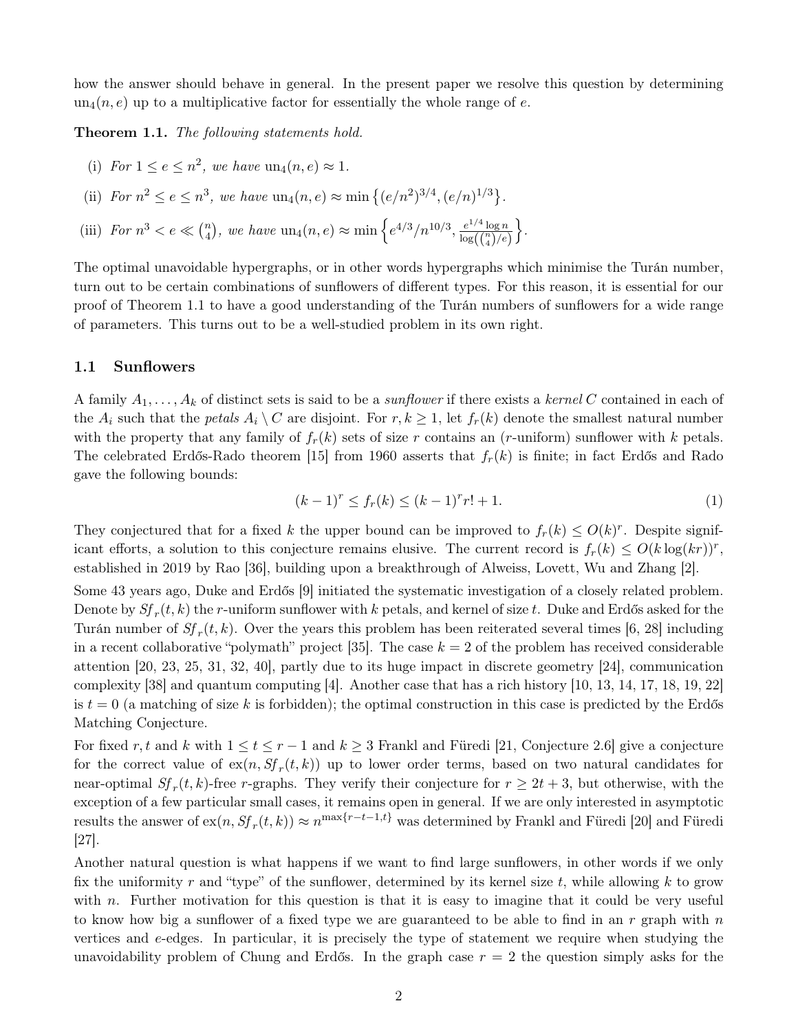how the answer should behave in general. In the present paper we resolve this question by determining $\mathrm{un}_4(n,e)$ up to a multiplicative factor for essentially the whole range of $e$.

**Theorem 1.1.** *The following statements hold.*

(i) *For $1 \le e \le n^2$, we have $\mathrm{un}_4(n,e) \approx 1$.*

(ii) *For $n^2 \le e \le n^3$, we have $\mathrm{un}_4(n,e) \approx \min\left\{(e/n^2)^{3/4}, (e/n)^{1/3}\right\}$.*

(iii) *For $n^3 < e \ll \binom{n}{4}$, we have $\mathrm{un}_4(n,e) \approx \min\left\{e^{4/3}/n^{10/3}, \frac{e^{1/4}\log n}{\log(\binom{n}{4}/e)}\right\}$.*

The optimal unavoidable hypergraphs, or in other words hypergraphs which minimise the Turán number, turn out to be certain combinations of sunflowers of different types. For this reason, it is essential for our proof of Theorem 1.1 to have a good understanding of the Turán numbers of sunflowers for a wide range of parameters. This turns out to be a well-studied problem in its own right.

### 1.1 Sunflowers

A family $A_1,\dots,A_k$ of distinct sets is said to be a *sunflower* if there exists a *kernel* $C$ contained in each of the $A_i$ such that the *petals* $A_i \setminus C$ are disjoint. For $r,k \ge 1$, let $f_r(k)$ denote the smallest natural number with the property that any family of $f_r(k)$ sets of size $r$ contains an ($r$-uniform) sunflower with $k$ petals. The celebrated Erdős-Rado theorem [15] from 1960 asserts that $f_r(k)$ is finite; in fact Erdős and Rado gave the following bounds:

$$(k-1)^r \le f_r(k) \le (k-1)^r r! + 1. \tag{1}$$

They conjectured that for a fixed $k$ the upper bound can be improved to $f_r(k) \le O(k)^r$. Despite significant efforts, a solution to this conjecture remains elusive. The current record is $f_r(k) \le O(k\log(kr))^r$, established in 2019 by Rao [36], building upon a breakthrough of Alweiss, Lovett, Wu and Zhang [2].

Some 43 years ago, Duke and Erdős [9] initiated the systematic investigation of a closely related problem. Denote by $Sf_r(t,k)$ the $r$-uniform sunflower with $k$ petals, and kernel of size $t$. Duke and Erdős asked for the Turán number of $Sf_r(t,k)$. Over the years this problem has been reiterated several times [6, 28] including in a recent collaborative "polymath" project [35]. The case $k=2$ of the problem has received considerable attention [20, 23, 25, 31, 32, 40], partly due to its huge impact in discrete geometry [24], communication complexity [38] and quantum computing [4]. Another case that has a rich history [10, 13, 14, 17, 18, 19, 22] is $t=0$ (a matching of size $k$ is forbidden); the optimal construction in this case is predicted by the Erdős Matching Conjecture.

For fixed $r,t$ and $k$ with $1 \le t \le r-1$ and $k \ge 3$ Frankl and Füredi [21, Conjecture 2.6] give a conjecture for the correct value of $\mathrm{ex}(n, Sf_r(t,k))$ up to lower order terms, based on two natural candidates for near-optimal $Sf_r(t,k)$-free $r$-graphs. They verify their conjecture for $r \ge 2t+3$, but otherwise, with the exception of a few particular small cases, it remains open in general. If we are only interested in asymptotic results the answer of $\mathrm{ex}(n, Sf_r(t,k)) \approx n^{\max\{r-t-1,t\}}$ was determined by Frankl and Füredi [20] and Füredi [27].

Another natural question is what happens if we want to find large sunflowers, in other words if we only fix the uniformity $r$ and "type" of the sunflower, determined by its kernel size $t$, while allowing $k$ to grow with $n$. Further motivation for this question is that it is easy to imagine that it could be very useful to know how big a sunflower of a fixed type we are guaranteed to be able to find in an $r$ graph with $n$ vertices and $e$-edges. In particular, it is precisely the type of statement we require when studying the unavoidability problem of Chung and Erdős. In the graph case $r=2$ the question simply asks for the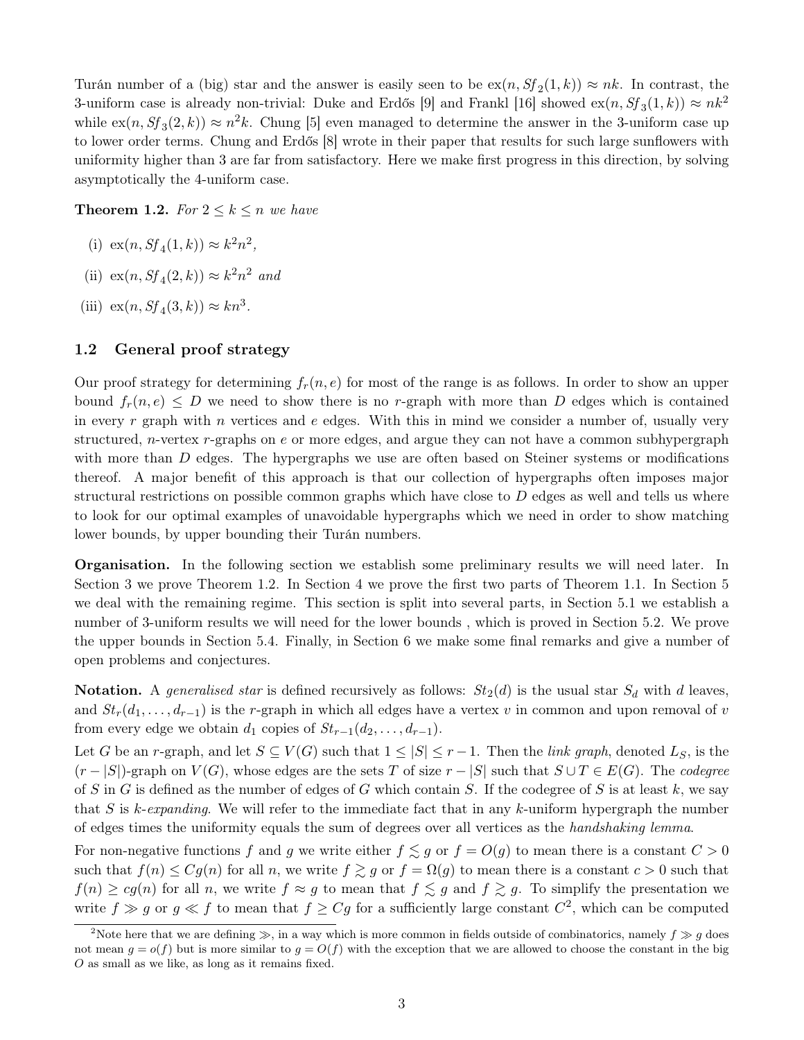Turán number of a (big) star and the answer is easily seen to be $\mathrm{ex}(n, Sf_2(1,k)) \approx nk$. In contrast, the 3-uniform case is already non-trivial: Duke and Erdős [9] and Frankl [16] showed $\mathrm{ex}(n, Sf_3(1,k)) \approx nk^2$ while $\mathrm{ex}(n, Sf_3(2,k)) \approx n^2k$. Chung [5] even managed to determine the answer in the 3-uniform case up to lower order terms. Chung and Erdős [8] wrote in their paper that results for such large sunflowers with uniformity higher than 3 are far from satisfactory. Here we make first progress in this direction, by solving asymptotically the 4-uniform case.

**Theorem 1.2.** *For $2 \leq k \leq n$ we have*

(i) $\mathrm{ex}(n, Sf_4(1,k)) \approx k^2n^2$,

(ii) $\mathrm{ex}(n, Sf_4(2,k)) \approx k^2n^2$ *and*

(iii) $\mathrm{ex}(n, Sf_4(3,k)) \approx kn^3$.

## 1.2 General proof strategy

Our proof strategy for determining $f_r(n,e)$ for most of the range is as follows. In order to show an upper bound $f_r(n,e) \leq D$ we need to show there is no $r$-graph with more than $D$ edges which is contained in every $r$ graph with $n$ vertices and $e$ edges. With this in mind we consider a number of, usually very structured, $n$-vertex $r$-graphs on $e$ or more edges, and argue they can not have a common subhypergraph with more than $D$ edges. The hypergraphs we use are often based on Steiner systems or modifications thereof. A major benefit of this approach is that our collection of hypergraphs often imposes major structural restrictions on possible common graphs which have close to $D$ edges as well and tells us where to look for our optimal examples of unavoidable hypergraphs which we need in order to show matching lower bounds, by upper bounding their Turán numbers.

**Organisation.** In the following section we establish some preliminary results we will need later. In Section 3 we prove Theorem 1.2. In Section 4 we prove the first two parts of Theorem 1.1. In Section 5 we deal with the remaining regime. This section is split into several parts, in Section 5.1 we establish a number of 3-uniform results we will need for the lower bounds , which is proved in Section 5.2. We prove the upper bounds in Section 5.4. Finally, in Section 6 we make some final remarks and give a number of open problems and conjectures.

**Notation.** A *generalised star* is defined recursively as follows: $St_2(d)$ is the usual star $S_d$ with $d$ leaves, and $St_r(d_1,\dots,d_{r-1})$ is the $r$-graph in which all edges have a vertex $v$ in common and upon removal of $v$ from every edge we obtain $d_1$ copies of $St_{r-1}(d_2,\dots,d_{r-1})$.

Let $G$ be an $r$-graph, and let $S \subseteq V(G)$ such that $1 \leq |S| \leq r-1$. Then the *link graph*, denoted $L_S$, is the $(r-|S|)$-graph on $V(G)$, whose edges are the sets $T$ of size $r-|S|$ such that $S \cup T \in E(G)$. The *codegree* of $S$ in $G$ is defined as the number of edges of $G$ which contain $S$. If the codegree of $S$ is at least $k$, we say that $S$ is *$k$-expanding*. We will refer to the immediate fact that in any $k$-uniform hypergraph the number of edges times the uniformity equals the sum of degrees over all vertices as the *handshaking lemma*.

For non-negative functions $f$ and $g$ we write either $f \lesssim g$ or $f = O(g)$ to mean there is a constant $C > 0$ such that $f(n) \leq Cg(n)$ for all $n$, we write $f \gtrsim g$ or $f = \Omega(g)$ to mean there is a constant $c > 0$ such that $f(n) \geq cg(n)$ for all $n$, we write $f \approx g$ to mean that $f \lesssim g$ and $f \gtrsim g$. To simplify the presentation we write $f \gg g$ or $g \ll f$ to mean that $f \geq Cg$ for a sufficiently large constant $C$[2], which can be computed

[2] Note here that we are defining $\gg$, in a way which is more common in fields outside of combinatorics, namely $f \gg g$ does not mean $g = o(f)$ but is more similar to $g = O(f)$ with the exception that we are allowed to choose the constant in the big $O$ as small as we like, as long as it remains fixed.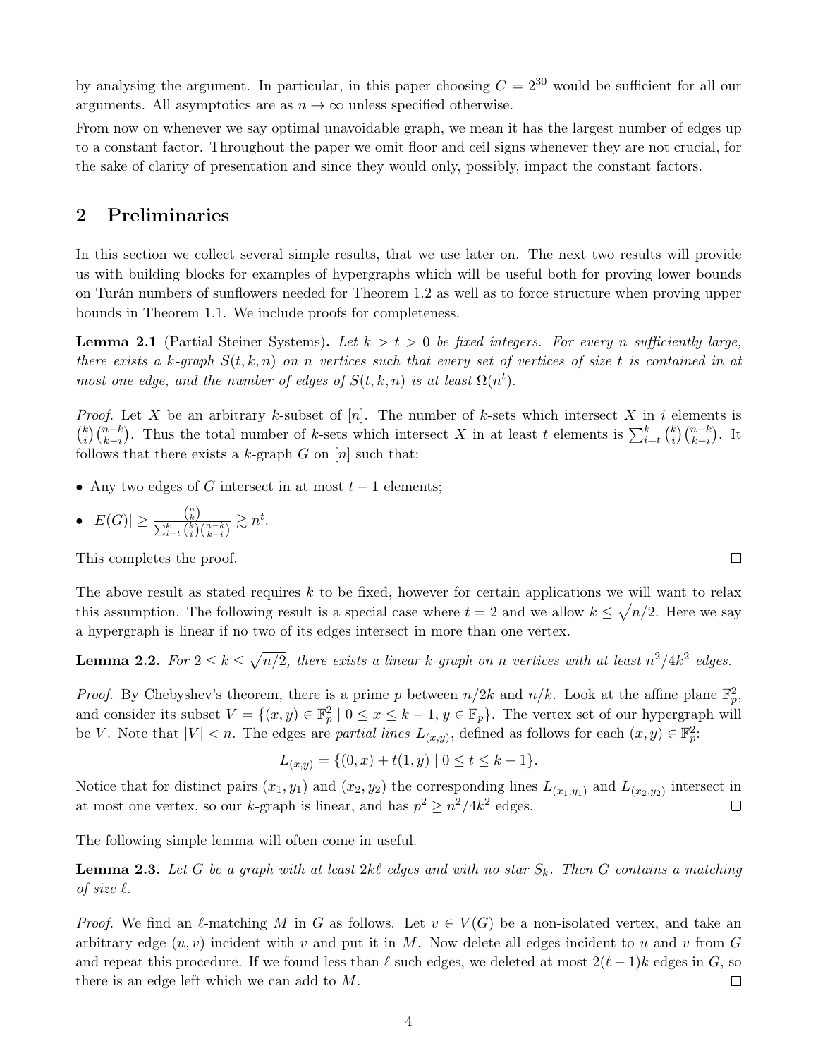by analysing the argument. In particular, in this paper choosing $C = 2^{30}$ would be sufficient for all our arguments. All asymptotics are as $n \to \infty$ unless specified otherwise.

From now on whenever we say optimal unavoidable graph, we mean it has the largest number of edges up to a constant factor. Throughout the paper we omit floor and ceil signs whenever they are not crucial, for the sake of clarity of presentation and since they would only, possibly, impact the constant factors.

## 2 Preliminaries

In this section we collect several simple results, that we use later on. The next two results will provide us with building blocks for examples of hypergraphs which will be useful both for proving lower bounds on Turán numbers of sunflowers needed for Theorem 1.2 as well as to force structure when proving upper bounds in Theorem 1.1. We include proofs for completeness.

**Lemma 2.1** (Partial Steiner Systems)**.** *Let $k > t > 0$ be fixed integers. For every $n$ sufficiently large, there exists a $k$-graph $S(t, k, n)$ on $n$ vertices such that every set of vertices of size $t$ is contained in at most one edge, and the number of edges of $S(t, k, n)$ is at least $\Omega(n^t)$.*

*Proof.* Let $X$ be an arbitrary $k$-subset of $[n]$. The number of $k$-sets which intersect $X$ in $i$ elements is $\binom{k}{i}\binom{n-k}{k-i}$. Thus the total number of $k$-sets which intersect $X$ in at least $t$ elements is $\sum_{i=t}^{k}\binom{k}{i}\binom{n-k}{k-i}$. It follows that there exists a $k$-graph $G$ on $[n]$ such that:

- Any two edges of $G$ intersect in at most $t-1$ elements;
- $|E(G)| \geq \frac{\binom{n}{k}}{\sum_{i=t}^{k}\binom{k}{i}\binom{n-k}{k-i}} \gtrsim n^t$.

This completes the proof. ∎

The above result as stated requires $k$ to be fixed, however for certain applications we will want to relax this assumption. The following result is a special case where $t = 2$ and we allow $k \leq \sqrt{n/2}$. Here we say a hypergraph is linear if no two of its edges intersect in more than one vertex.

**Lemma 2.2.** *For $2 \leq k \leq \sqrt{n/2}$, there exists a linear $k$-graph on $n$ vertices with at least $n^2/4k^2$ edges.*

*Proof.* By Chebyshev's theorem, there is a prime $p$ between $n/2k$ and $n/k$. Look at the affine plane $\mathbb{F}_p^2$, and consider its subset $V = \{(x, y) \in \mathbb{F}_p^2 \mid 0 \leq x \leq k-1, y \in \mathbb{F}_p\}$. The vertex set of our hypergraph will be $V$. Note that $|V| < n$. The edges are *partial lines* $L_{(x,y)}$, defined as follows for each $(x, y) \in \mathbb{F}_p^2$:

$$L_{(x,y)} = \{(0, x) + t(1, y) \mid 0 \leq t \leq k-1\}.$$

Notice that for distinct pairs $(x_1, y_1)$ and $(x_2, y_2)$ the corresponding lines $L_{(x_1,y_1)}$ and $L_{(x_2,y_2)}$ intersect in at most one vertex, so our $k$-graph is linear, and has $p^2 \geq n^2/4k^2$ edges. ∎

The following simple lemma will often come in useful.

**Lemma 2.3.** *Let $G$ be a graph with at least $2k\ell$ edges and with no star $S_k$. Then $G$ contains a matching of size $\ell$.*

*Proof.* We find an $\ell$-matching $M$ in $G$ as follows. Let $v \in V(G)$ be a non-isolated vertex, and take an arbitrary edge $(u, v)$ incident with $v$ and put it in $M$. Now delete all edges incident to $u$ and $v$ from $G$ and repeat this procedure. If we found less than $\ell$ such edges, we deleted at most $2(\ell-1)k$ edges in $G$, so there is an edge left which we can add to $M$. ∎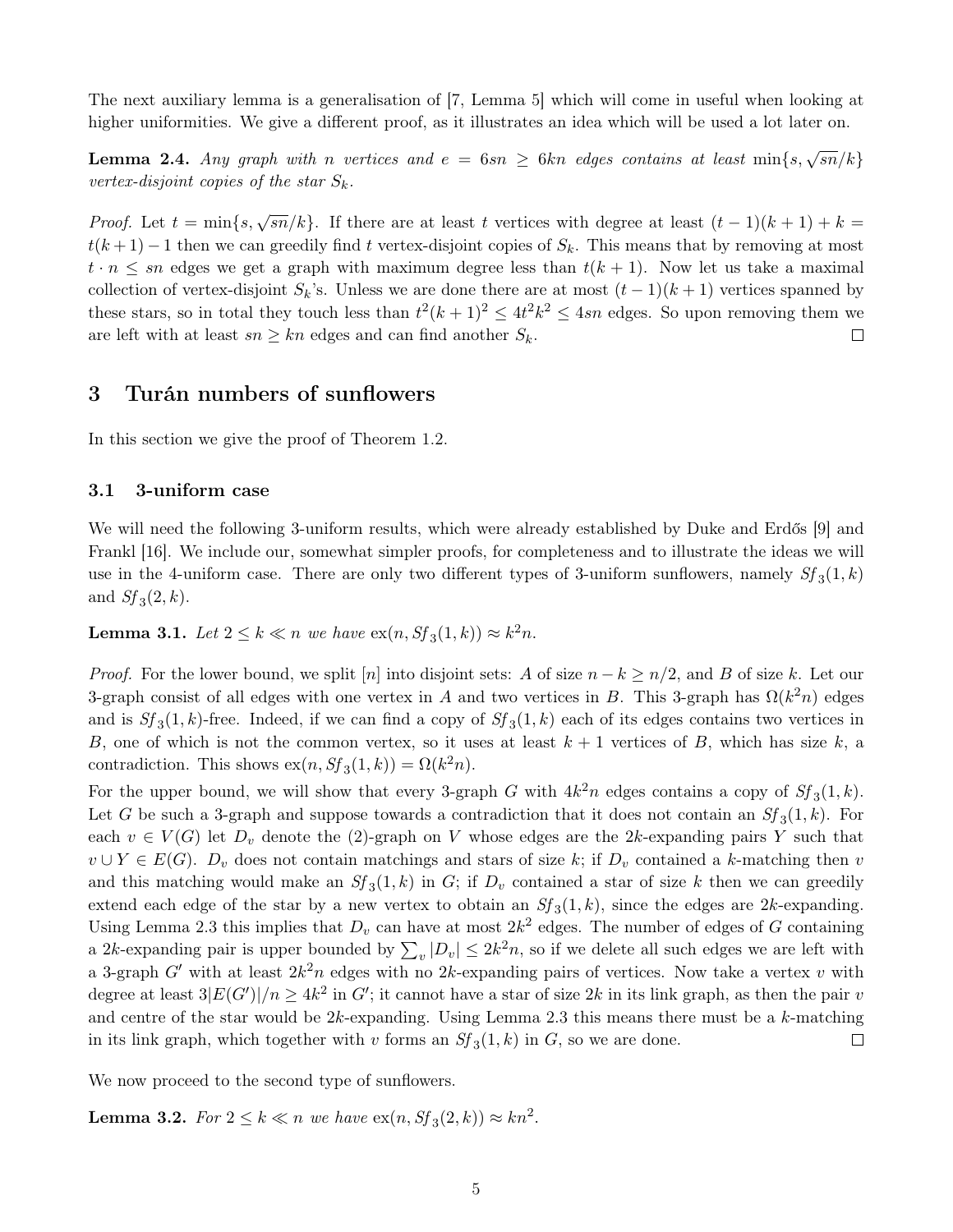The next auxiliary lemma is a generalisation of [7, Lemma 5] which will come in useful when looking at higher uniformities. We give a different proof, as it illustrates an idea which will be used a lot later on.

**Lemma 2.4.** *Any graph with $n$ vertices and $e = 6sn \geq 6kn$ edges contains at least $\min\{s, \sqrt{sn}/k\}$ vertex-disjoint copies of the star $S_k$.*

*Proof.* Let $t = \min\{s, \sqrt{sn}/k\}$. If there are at least $t$ vertices with degree at least $(t-1)(k+1)+k = t(k+1)-1$ then we can greedily find $t$ vertex-disjoint copies of $S_k$. This means that by removing at most $t \cdot n \leq sn$ edges we get a graph with maximum degree less than $t(k+1)$. Now let us take a maximal collection of vertex-disjoint $S_k$'s. Unless we are done there are at most $(t-1)(k+1)$ vertices spanned by these stars, so in total they touch less than $t^2(k+1)^2 \leq 4t^2k^2 \leq 4sn$ edges. So upon removing them we are left with at least $sn \geq kn$ edges and can find another $S_k$. $\square$

## 3 Turán numbers of sunflowers

In this section we give the proof of Theorem 1.2.

### 3.1 3-uniform case

We will need the following 3-uniform results, which were already established by Duke and Erdős [9] and Frankl [16]. We include our, somewhat simpler proofs, for completeness and to illustrate the ideas we will use in the 4-uniform case. There are only two different types of 3-uniform sunflowers, namely $Sf_3(1,k)$ and $Sf_3(2,k)$.

**Lemma 3.1.** *Let $2 \leq k \ll n$ we have $\mathrm{ex}(n, Sf_3(1,k)) \approx k^2 n$.*

*Proof.* For the lower bound, we split $[n]$ into disjoint sets: $A$ of size $n-k \geq n/2$, and $B$ of size $k$. Let our 3-graph consist of all edges with one vertex in $A$ and two vertices in $B$. This 3-graph has $\Omega(k^2 n)$ edges and is $Sf_3(1,k)$-free. Indeed, if we can find a copy of $Sf_3(1,k)$ each of its edges contains two vertices in $B$, one of which is not the common vertex, so it uses at least $k+1$ vertices of $B$, which has size $k$, a contradiction. This shows $\mathrm{ex}(n, Sf_3(1,k)) = \Omega(k^2 n)$.

For the upper bound, we will show that every 3-graph $G$ with $4k^2 n$ edges contains a copy of $Sf_3(1,k)$. Let $G$ be such a 3-graph and suppose towards a contradiction that it does not contain an $Sf_3(1,k)$. For each $v \in V(G)$ let $D_v$ denote the (2)-graph on $V$ whose edges are the $2k$-expanding pairs $Y$ such that $v \cup Y \in E(G)$. $D_v$ does not contain matchings and stars of size $k$; if $D_v$ contained a $k$-matching then $v$ and this matching would make an $Sf_3(1,k)$ in $G$; if $D_v$ contained a star of size $k$ then we can greedily extend each edge of the star by a new vertex to obtain an $Sf_3(1,k)$, since the edges are $2k$-expanding. Using Lemma 2.3 this implies that $D_v$ can have at most $2k^2$ edges. The number of edges of $G$ containing a $2k$-expanding pair is upper bounded by $\sum_v |D_v| \leq 2k^2 n$, so if we delete all such edges we are left with a 3-graph $G'$ with at least $2k^2 n$ edges with no $2k$-expanding pairs of vertices. Now take a vertex $v$ with degree at least $3|E(G')|/n \geq 4k^2$ in $G'$; it cannot have a star of size $2k$ in its link graph, as then the pair $v$ and centre of the star would be $2k$-expanding. Using Lemma 2.3 this means there must be a $k$-matching in its link graph, which together with $v$ forms an $Sf_3(1,k)$ in $G$, so we are done. $\square$

We now proceed to the second type of sunflowers.

**Lemma 3.2.** *For $2 \leq k \ll n$ we have $\mathrm{ex}(n, Sf_3(2,k)) \approx kn^2$.*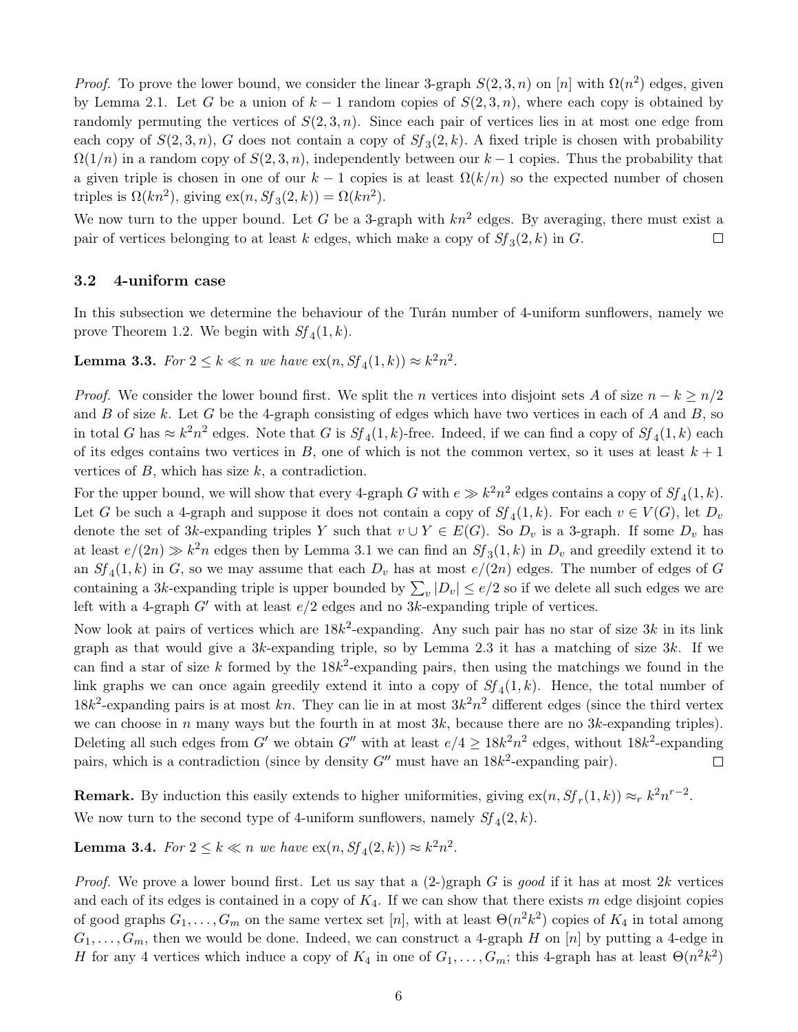*Proof.* To prove the lower bound, we consider the linear 3-graph $S(2,3,n)$ on $[n]$ with $\Omega(n^2)$ edges, given by Lemma 2.1. Let $G$ be a union of $k-1$ random copies of $S(2,3,n)$, where each copy is obtained by randomly permuting the vertices of $S(2,3,n)$. Since each pair of vertices lies in at most one edge from each copy of $S(2,3,n)$, $G$ does not contain a copy of $Sf_3(2,k)$. A fixed triple is chosen with probability $\Omega(1/n)$ in a random copy of $S(2,3,n)$, independently between our $k-1$ copies. Thus the probability that a given triple is chosen in one of our $k-1$ copies is at least $\Omega(k/n)$ so the expected number of chosen triples is $\Omega(kn^2)$, giving $\mathrm{ex}(n, Sf_3(2,k)) = \Omega(kn^2)$.

We now turn to the upper bound. Let $G$ be a 3-graph with $kn^2$ edges. By averaging, there must exist a pair of vertices belonging to at least $k$ edges, which make a copy of $Sf_3(2,k)$ in $G$. $\square$

### 3.2 4-uniform case

In this subsection we determine the behaviour of the Turán number of 4-uniform sunflowers, namely we prove Theorem 1.2. We begin with $Sf_4(1,k)$.

**Lemma 3.3.** *For $2 \le k \ll n$ we have $\mathrm{ex}(n, Sf_4(1,k)) \approx k^2n^2$.*

*Proof.* We consider the lower bound first. We split the $n$ vertices into disjoint sets $A$ of size $n-k \ge n/2$ and $B$ of size $k$. Let $G$ be the 4-graph consisting of edges which have two vertices in each of $A$ and $B$, so in total $G$ has $\approx k^2n^2$ edges. Note that $G$ is $Sf_4(1,k)$-free. Indeed, if we can find a copy of $Sf_4(1,k)$ each of its edges contains two vertices in $B$, one of which is not the common vertex, so it uses at least $k+1$ vertices of $B$, which has size $k$, a contradiction.

For the upper bound, we will show that every 4-graph $G$ with $e \gg k^2n^2$ edges contains a copy of $Sf_4(1,k)$. Let $G$ be such a 4-graph and suppose it does not contain a copy of $Sf_4(1,k)$. For each $v \in V(G)$, let $D_v$ denote the set of $3k$-expanding triples $Y$ such that $v \cup Y \in E(G)$. So $D_v$ is a 3-graph. If some $D_v$ has at least $e/(2n) \gg k^2n$ edges then by Lemma 3.1 we can find an $Sf_3(1,k)$ in $D_v$ and greedily extend it to an $Sf_4(1,k)$ in $G$, so we may assume that each $D_v$ has at most $e/(2n)$ edges. The number of edges of $G$ containing a $3k$-expanding triple is upper bounded by $\sum_v |D_v| \le e/2$ so if we delete all such edges we are left with a 4-graph $G'$ with at least $e/2$ edges and no $3k$-expanding triple of vertices.

Now look at pairs of vertices which are $18k^2$-expanding. Any such pair has no star of size $3k$ in its link graph as that would give a $3k$-expanding triple, so by Lemma 2.3 it has a matching of size $3k$. If we can find a star of size $k$ formed by the $18k^2$-expanding pairs, then using the matchings we found in the link graphs we can once again greedily extend it into a copy of $Sf_4(1,k)$. Hence, the total number of $18k^2$-expanding pairs is at most $kn$. They can lie in at most $3k^2n^2$ different edges (since the third vertex we can choose in $n$ many ways but the fourth in at most $3k$, because there are no $3k$-expanding triples). Deleting all such edges from $G'$ we obtain $G''$ with at least $e/4 \ge 18k^2n^2$ edges, without $18k^2$-expanding pairs, which is a contradiction (since by density $G''$ must have an $18k^2$-expanding pair). $\square$

**Remark.** By induction this easily extends to higher uniformities, giving $\mathrm{ex}(n, Sf_r(1,k)) \approx_r k^2n^{r-2}$.

We now turn to the second type of 4-uniform sunflowers, namely $Sf_4(2,k)$.

**Lemma 3.4.** *For $2 \le k \ll n$ we have $\mathrm{ex}(n, Sf_4(2,k)) \approx k^2n^2$.*

*Proof.* We prove a lower bound first. Let us say that a (2-)graph $G$ is *good* if it has at most $2k$ vertices and each of its edges is contained in a copy of $K_4$. If we can show that there exists $m$ edge disjoint copies of good graphs $G_1, \dots, G_m$ on the same vertex set $[n]$, with at least $\Theta(n^2k^2)$ copies of $K_4$ in total among $G_1, \dots, G_m$, then we would be done. Indeed, we can construct a 4-graph $H$ on $[n]$ by putting a 4-edge in $H$ for any 4 vertices which induce a copy of $K_4$ in one of $G_1, \dots, G_m$; this 4-graph has at least $\Theta(n^2k^2)$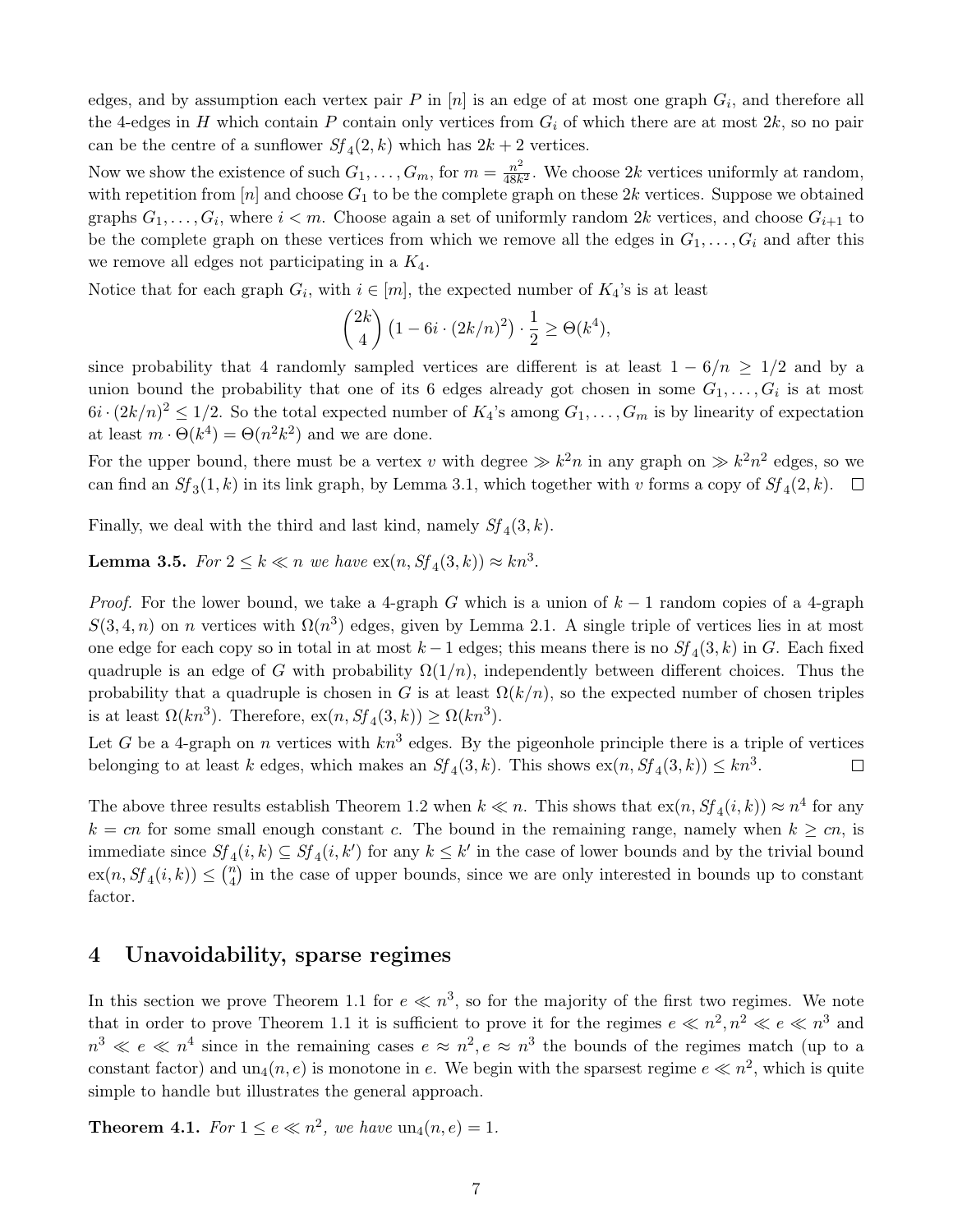edges, and by assumption each vertex pair $P$ in $[n]$ is an edge of at most one graph $G_i$, and therefore all the 4-edges in $H$ which contain $P$ contain only vertices from $G_i$ of which there are at most $2k$, so no pair can be the centre of a sunflower $Sf_4(2,k)$ which has $2k+2$ vertices.

Now we show the existence of such $G_1, \ldots, G_m$, for $m = \frac{n^2}{48k^2}$. We choose $2k$ vertices uniformly at random, with repetition from $[n]$ and choose $G_1$ to be the complete graph on these $2k$ vertices. Suppose we obtained graphs $G_1, \ldots, G_i$, where $i < m$. Choose again a set of uniformly random $2k$ vertices, and choose $G_{i+1}$ to be the complete graph on these vertices from which we remove all the edges in $G_1, \ldots, G_i$ and after this we remove all edges not participating in a $K_4$.

Notice that for each graph $G_i$, with $i \in [m]$, the expected number of $K_4$'s is at least

$$\binom{2k}{4}\left(1 - 6i \cdot (2k/n)^2\right) \cdot \frac{1}{2} \geq \Theta(k^4),$$

since probability that 4 randomly sampled vertices are different is at least $1 - 6/n \geq 1/2$ and by a union bound the probability that one of its 6 edges already got chosen in some $G_1, \ldots, G_i$ is at most $6i \cdot (2k/n)^2 \leq 1/2$. So the total expected number of $K_4$'s among $G_1, \ldots, G_m$ is by linearity of expectation at least $m \cdot \Theta(k^4) = \Theta(n^2k^2)$ and we are done.

For the upper bound, there must be a vertex $v$ with degree $\gg k^2 n$ in any graph on $\gg k^2 n^2$ edges, so we can find an $Sf_3(1,k)$ in its link graph, by Lemma 3.1, which together with $v$ forms a copy of $Sf_4(2,k)$. $\square$

Finally, we deal with the third and last kind, namely $Sf_4(3,k)$.

**Lemma 3.5.** *For $2 \leq k \ll n$ we have* $\mathrm{ex}(n, Sf_4(3,k)) \approx kn^3$.

*Proof.* For the lower bound, we take a 4-graph $G$ which is a union of $k-1$ random copies of a 4-graph $S(3,4,n)$ on $n$ vertices with $\Omega(n^3)$ edges, given by Lemma 2.1. A single triple of vertices lies in at most one edge for each copy so in total in at most $k-1$ edges; this means there is no $Sf_4(3,k)$ in $G$. Each fixed quadruple is an edge of $G$ with probability $\Omega(1/n)$, independently between different choices. Thus the probability that a quadruple is chosen in $G$ is at least $\Omega(k/n)$, so the expected number of chosen triples is at least $\Omega(kn^3)$. Therefore, $\mathrm{ex}(n, Sf_4(3,k)) \geq \Omega(kn^3)$.

Let $G$ be a 4-graph on $n$ vertices with $kn^3$ edges. By the pigeonhole principle there is a triple of vertices belonging to at least $k$ edges, which makes an $Sf_4(3,k)$. This shows $\mathrm{ex}(n, Sf_4(3,k)) \leq kn^3$. $\square$

The above three results establish Theorem 1.2 when $k \ll n$. This shows that $\mathrm{ex}(n, Sf_4(i,k)) \approx n^4$ for any $k = cn$ for some small enough constant $c$. The bound in the remaining range, namely when $k \geq cn$, is immediate since $Sf_4(i,k) \subseteq Sf_4(i,k')$ for any $k \leq k'$ in the case of lower bounds and by the trivial bound $\mathrm{ex}(n, Sf_4(i,k)) \leq \binom{n}{4}$ in the case of upper bounds, since we are only interested in bounds up to constant factor.

## 4 Unavoidability, sparse regimes

In this section we prove Theorem 1.1 for $e \ll n^3$, so for the majority of the first two regimes. We note that in order to prove Theorem 1.1 it is sufficient to prove it for the regimes $e \ll n^2, n^2 \ll e \ll n^3$ and $n^3 \ll e \ll n^4$ since in the remaining cases $e \approx n^2, e \approx n^3$ the bounds of the regimes match (up to a constant factor) and $\mathrm{un}_4(n,e)$ is monotone in $e$. We begin with the sparsest regime $e \ll n^2$, which is quite simple to handle but illustrates the general approach.

**Theorem 4.1.** *For $1 \leq e \ll n^2$, we have* $\mathrm{un}_4(n,e) = 1$.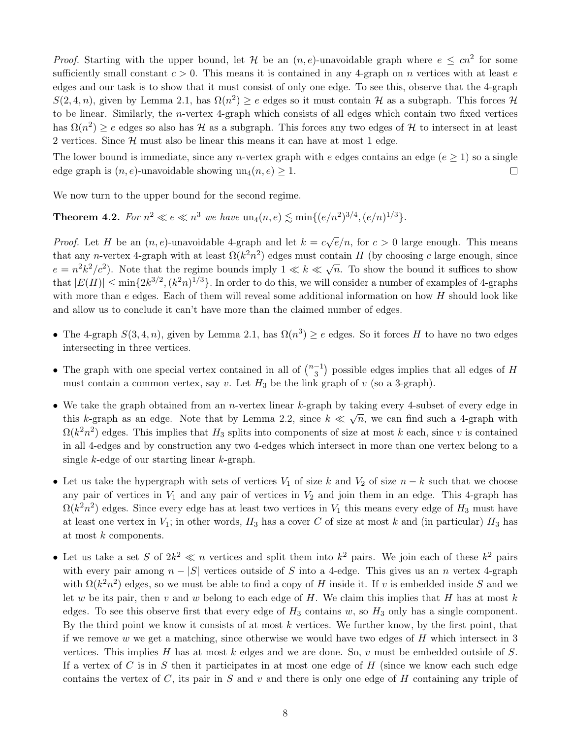*Proof.* Starting with the upper bound, let $\mathcal{H}$ be an $(n,e)$-unavoidable graph where $e \leq cn^2$ for some sufficiently small constant $c > 0$. This means it is contained in any 4-graph on $n$ vertices with at least $e$ edges and our task is to show that it must consist of only one edge. To see this, observe that the 4-graph $S(2,4,n)$, given by Lemma 2.1, has $\Omega(n^2) \geq e$ edges so it must contain $\mathcal{H}$ as a subgraph. This forces $\mathcal{H}$ to be linear. Similarly, the $n$-vertex 4-graph which consists of all edges which contain two fixed vertices has $\Omega(n^2) \geq e$ edges so also has $\mathcal{H}$ as a subgraph. This forces any two edges of $\mathcal{H}$ to intersect in at least 2 vertices. Since $\mathcal{H}$ must also be linear this means it can have at most 1 edge.

The lower bound is immediate, since any $n$-vertex graph with $e$ edges contains an edge ($e \geq 1$) so a single edge graph is $(n,e)$-unavoidable showing $\mathrm{un}_4(n,e) \geq 1$. $\square$

We now turn to the upper bound for the second regime.

**Theorem 4.2.** *For $n^2 \ll e \ll n^3$ we have $\mathrm{un}_4(n,e) \lesssim \min\{(e/n^2)^{3/4}, (e/n)^{1/3}\}$.*

*Proof.* Let $H$ be an $(n,e)$-unavoidable 4-graph and let $k = c\sqrt{e}/n$, for $c > 0$ large enough. This means that any $n$-vertex 4-graph with at least $\Omega(k^2n^2)$ edges must contain $H$ (by choosing $c$ large enough, since $e = n^2k^2/c^2$). Note that the regime bounds imply $1 \ll k \ll \sqrt{n}$. To show the bound it suffices to show that $|E(H)| \leq \min\{2k^{3/2}, (k^2n)^{1/3}\}$. In order to do this, we will consider a number of examples of 4-graphs with more than $e$ edges. Each of them will reveal some additional information on how $H$ should look like and allow us to conclude it can't have more than the claimed number of edges.

- The 4-graph $S(3,4,n)$, given by Lemma 2.1, has $\Omega(n^3) \geq e$ edges. So it forces $H$ to have no two edges intersecting in three vertices.
- The graph with one special vertex contained in all of $\binom{n-1}{3}$ possible edges implies that all edges of $H$ must contain a common vertex, say $v$. Let $H_3$ be the link graph of $v$ (so a 3-graph).
- We take the graph obtained from an $n$-vertex linear $k$-graph by taking every 4-subset of every edge in this $k$-graph as an edge. Note that by Lemma 2.2, since $k \ll \sqrt{n}$, we can find such a 4-graph with $\Omega(k^2n^2)$ edges. This implies that $H_3$ splits into components of size at most $k$ each, since $v$ is contained in all 4-edges and by construction any two 4-edges which intersect in more than one vertex belong to a single $k$-edge of our starting linear $k$-graph.
- Let us take the hypergraph with sets of vertices $V_1$ of size $k$ and $V_2$ of size $n-k$ such that we choose any pair of vertices in $V_1$ and any pair of vertices in $V_2$ and join them in an edge. This 4-graph has $\Omega(k^2n^2)$ edges. Since every edge has at least two vertices in $V_1$ this means every edge of $H_3$ must have at least one vertex in $V_1$; in other words, $H_3$ has a cover $C$ of size at most $k$ and (in particular) $H_3$ has at most $k$ components.
- Let us take a set $S$ of $2k^2 \ll n$ vertices and split them into $k^2$ pairs. We join each of these $k^2$ pairs with every pair among $n - |S|$ vertices outside of $S$ into a 4-edge. This gives us an $n$ vertex 4-graph with $\Omega(k^2n^2)$ edges, so we must be able to find a copy of $H$ inside it. If $v$ is embedded inside $S$ and we let $w$ be its pair, then $v$ and $w$ belong to each edge of $H$. We claim this implies that $H$ has at most $k$ edges. To see this observe first that every edge of $H_3$ contains $w$, so $H_3$ only has a single component. By the third point we know it consists of at most $k$ vertices. We further know, by the first point, that if we remove $w$ we get a matching, since otherwise we would have two edges of $H$ which intersect in 3 vertices. This implies $H$ has at most $k$ edges and we are done. So, $v$ must be embedded outside of $S$. If a vertex of $C$ is in $S$ then it participates in at most one edge of $H$ (since we know each such edge contains the vertex of $C$, its pair in $S$ and $v$ and there is only one edge of $H$ containing any triple of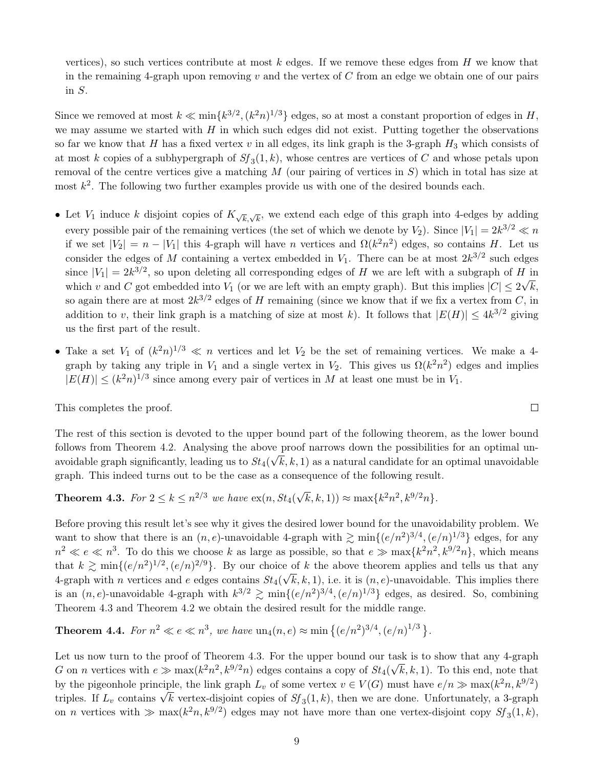vertices), so such vertices contribute at most $k$ edges. If we remove these edges from $H$ we know that in the remaining 4-graph upon removing $v$ and the vertex of $C$ from an edge we obtain one of our pairs in $S$.

Since we removed at most $k \ll \min\{k^{3/2}, (k^2n)^{1/3}\}$ edges, so at most a constant proportion of edges in $H$, we may assume we started with $H$ in which such edges did not exist. Putting together the observations so far we know that $H$ has a fixed vertex $v$ in all edges, its link graph is the 3-graph $H_3$ which consists of at most $k$ copies of a subhypergraph of $Sf_3(1,k)$, whose centres are vertices of $C$ and whose petals upon removal of the centre vertices give a matching $M$ (our pairing of vertices in $S$) which in total has size at most $k^2$. The following two further examples provide us with one of the desired bounds each.

- Let $V_1$ induce $k$ disjoint copies of $K_{\sqrt{k},\sqrt{k}}$, we extend each edge of this graph into 4-edges by adding every possible pair of the remaining vertices (the set of which we denote by $V_2$). Since $|V_1| = 2k^{3/2} \ll n$ if we set $|V_2| = n - |V_1|$ this 4-graph will have $n$ vertices and $\Omega(k^2n^2)$ edges, so contains $H$. Let us consider the edges of $M$ containing a vertex embedded in $V_1$. There can be at most $2k^{3/2}$ such edges since $|V_1| = 2k^{3/2}$, so upon deleting all corresponding edges of $H$ we are left with a subgraph of $H$ in which $v$ and $C$ got embedded into $V_1$ (or we are left with an empty graph). But this implies $|C| \le 2\sqrt{k}$, so again there are at most $2k^{3/2}$ edges of $H$ remaining (since we know that if we fix a vertex from $C$, in addition to $v$, their link graph is a matching of size at most $k$). It follows that $|E(H)| \le 4k^{3/2}$ giving us the first part of the result.
- Take a set $V_1$ of $(k^2n)^{1/3} \ll n$ vertices and let $V_2$ be the set of remaining vertices. We make a 4-graph by taking any triple in $V_1$ and a single vertex in $V_2$. This gives us $\Omega(k^2n^2)$ edges and implies $|E(H)| \le (k^2n)^{1/3}$ since among every pair of vertices in $M$ at least one must be in $V_1$.

This completes the proof. ∎

The rest of this section is devoted to the upper bound part of the following theorem, as the lower bound follows from Theorem 4.2. Analysing the above proof narrows down the possibilities for an optimal unavoidable graph significantly, leading us to $St_4(\sqrt{k}, k, 1)$ as a natural candidate for an optimal unavoidable graph. This indeed turns out to be the case as a consequence of the following result.

**Theorem 4.3.** *For $2 \le k \le n^{2/3}$ we have $\mathrm{ex}(n, St_4(\sqrt{k}, k, 1)) \approx \max\{k^2n^2, k^{9/2}n\}$.*

Before proving this result let's see why it gives the desired lower bound for the unavoidability problem. We want to show that there is an $(n, e)$-unavoidable 4-graph with $\gtrsim \min\{(e/n^2)^{3/4}, (e/n)^{1/3}\}$ edges, for any $n^2 \ll e \ll n^3$. To do this we choose $k$ as large as possible, so that $e \gg \max\{k^2n^2, k^{9/2}n\}$, which means that $k \gtrsim \min\{(e/n^2)^{1/2}, (e/n)^{2/9}\}$. By our choice of $k$ the above theorem applies and tells us that any 4-graph with $n$ vertices and $e$ edges contains $St_4(\sqrt{k}, k, 1)$, i.e. it is $(n, e)$-unavoidable. This implies there is an $(n, e)$-unavoidable 4-graph with $k^{3/2} \gtrsim \min\{(e/n^2)^{3/4}, (e/n)^{1/3}\}$ edges, as desired. So, combining Theorem 4.3 and Theorem 4.2 we obtain the desired result for the middle range.

**Theorem 4.4.** *For $n^2 \ll e \ll n^3$, we have $\mathrm{un}_4(n, e) \approx \min\{(e/n^2)^{3/4}, (e/n)^{1/3}\}$.*

Let us now turn to the proof of Theorem 4.3. For the upper bound our task is to show that any 4-graph $G$ on $n$ vertices with $e \gg \max(k^2n^2, k^{9/2}n)$ edges contains a copy of $St_4(\sqrt{k}, k, 1)$. To this end, note that by the pigeonhole principle, the link graph $L_v$ of some vertex $v \in V(G)$ must have $e/n \gg \max(k^2n, k^{9/2})$ triples. If $L_v$ contains $\sqrt{k}$ vertex-disjoint copies of $Sf_3(1, k)$, then we are done. Unfortunately, a 3-graph on $n$ vertices with $\gg \max(k^2n, k^{9/2})$ edges may not have more than one vertex-disjoint copy $Sf_3(1, k)$,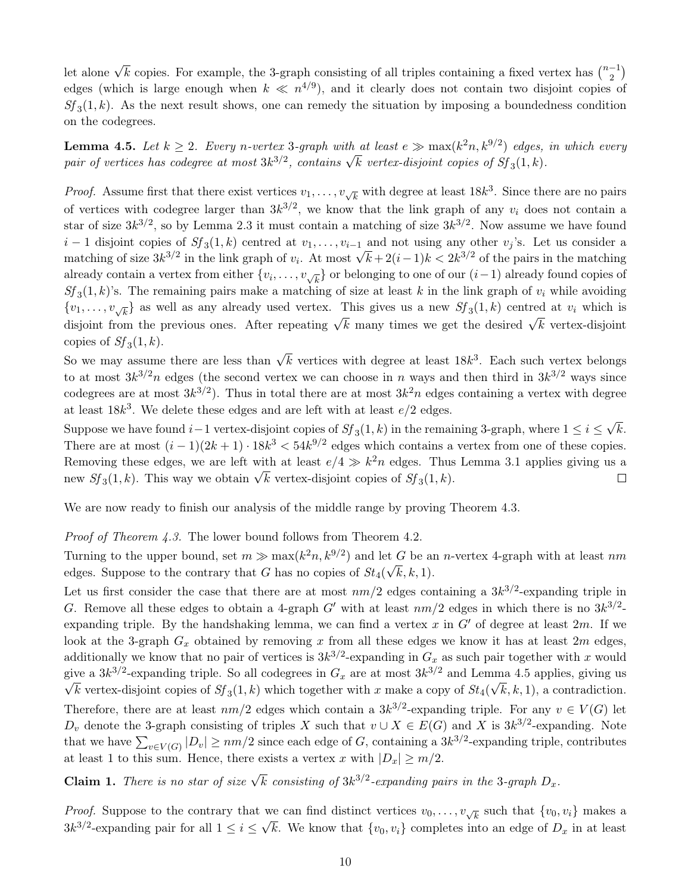let alone $\sqrt{k}$ copies. For example, the 3-graph consisting of all triples containing a fixed vertex has $\binom{n-1}{2}$ edges (which is large enough when $k \ll n^{4/9}$), and it clearly does not contain two disjoint copies of $Sf_3(1,k)$. As the next result shows, one can remedy the situation by imposing a boundedness condition on the codegrees.

**Lemma 4.5.** *Let $k \geq 2$. Every $n$-vertex 3-graph with at least $e \gg \max(k^2 n, k^{9/2})$ edges, in which every pair of vertices has codegree at most $3k^{3/2}$, contains $\sqrt{k}$ vertex-disjoint copies of $Sf_3(1,k)$.*

*Proof.* Assume first that there exist vertices $v_1, \dots, v_{\sqrt{k}}$ with degree at least $18k^3$. Since there are no pairs of vertices with codegree larger than $3k^{3/2}$, we know that the link graph of any $v_i$ does not contain a star of size $3k^{3/2}$, so by Lemma 2.3 it must contain a matching of size $3k^{3/2}$. Now assume we have found $i-1$ disjoint copies of $Sf_3(1,k)$ centred at $v_1, \dots, v_{i-1}$ and not using any other $v_j$'s. Let us consider a matching of size $3k^{3/2}$ in the link graph of $v_i$. At most $\sqrt{k} + 2(i-1)k < 2k^{3/2}$ of the pairs in the matching already contain a vertex from either $\{v_i, \dots, v_{\sqrt{k}}\}$ or belonging to one of our $(i-1)$ already found copies of $Sf_3(1,k)$'s. The remaining pairs make a matching of size at least $k$ in the link graph of $v_i$ while avoiding $\{v_1, \dots, v_{\sqrt{k}}\}$ as well as any already used vertex. This gives us a new $Sf_3(1,k)$ centred at $v_i$ which is disjoint from the previous ones. After repeating $\sqrt{k}$ many times we get the desired $\sqrt{k}$ vertex-disjoint copies of $Sf_3(1,k)$.

So we may assume there are less than $\sqrt{k}$ vertices with degree at least $18k^3$. Each such vertex belongs to at most $3k^{3/2}n$ edges (the second vertex we can choose in $n$ ways and then third in $3k^{3/2}$ ways since codegrees are at most $3k^{3/2}$). Thus in total there are at most $3k^2 n$ edges containing a vertex with degree at least $18k^3$. We delete these edges and are left with at least $e/2$ edges.

Suppose we have found $i-1$ vertex-disjoint copies of $Sf_3(1,k)$ in the remaining 3-graph, where $1 \leq i \leq \sqrt{k}$. There are at most $(i-1)(2k+1) \cdot 18k^3 < 54k^{9/2}$ edges which contains a vertex from one of these copies. Removing these edges, we are left with at least $e/4 \gg k^2 n$ edges. Thus Lemma 3.1 applies giving us a new $Sf_3(1,k)$. This way we obtain $\sqrt{k}$ vertex-disjoint copies of $Sf_3(1,k)$. $\square$

We are now ready to finish our analysis of the middle range by proving Theorem 4.3.

*Proof of Theorem 4.3.* The lower bound follows from Theorem 4.2.

Turning to the upper bound, set $m \gg \max(k^2 n, k^{9/2})$ and let $G$ be an $n$-vertex 4-graph with at least $nm$ edges. Suppose to the contrary that $G$ has no copies of $St_4(\sqrt{k}, k, 1)$.

Let us first consider the case that there are at most $nm/2$ edges containing a $3k^{3/2}$-expanding triple in $G$. Remove all these edges to obtain a 4-graph $G'$ with at least $nm/2$ edges in which there is no $3k^{3/2}$-expanding triple. By the handshaking lemma, we can find a vertex $x$ in $G'$ of degree at least $2m$. If we look at the 3-graph $G_x$ obtained by removing $x$ from all these edges we know it has at least $2m$ edges, additionally we know that no pair of vertices is $3k^{3/2}$-expanding in $G_x$ as such pair together with $x$ would give a $3k^{3/2}$-expanding triple. So all codegrees in $G_x$ are at most $3k^{3/2}$ and Lemma 4.5 applies, giving us $\sqrt{k}$ vertex-disjoint copies of $Sf_3(1,k)$ which together with $x$ make a copy of $St_4(\sqrt{k}, k, 1)$, a contradiction.

Therefore, there are at least $nm/2$ edges which contain a $3k^{3/2}$-expanding triple. For any $v \in V(G)$ let $D_v$ denote the 3-graph consisting of triples $X$ such that $v \cup X \in E(G)$ and $X$ is $3k^{3/2}$-expanding. Note that we have $\sum_{v \in V(G)} |D_v| \geq nm/2$ since each edge of $G$, containing a $3k^{3/2}$-expanding triple, contributes at least 1 to this sum. Hence, there exists a vertex $x$ with $|D_x| \geq m/2$.

**Claim 1.** *There is no star of size $\sqrt{k}$ consisting of $3k^{3/2}$-expanding pairs in the 3-graph $D_x$.*

*Proof.* Suppose to the contrary that we can find distinct vertices $v_0, \dots, v_{\sqrt{k}}$ such that $\{v_0, v_i\}$ makes a $3k^{3/2}$-expanding pair for all $1 \leq i \leq \sqrt{k}$. We know that $\{v_0, v_i\}$ completes into an edge of $D_x$ in at least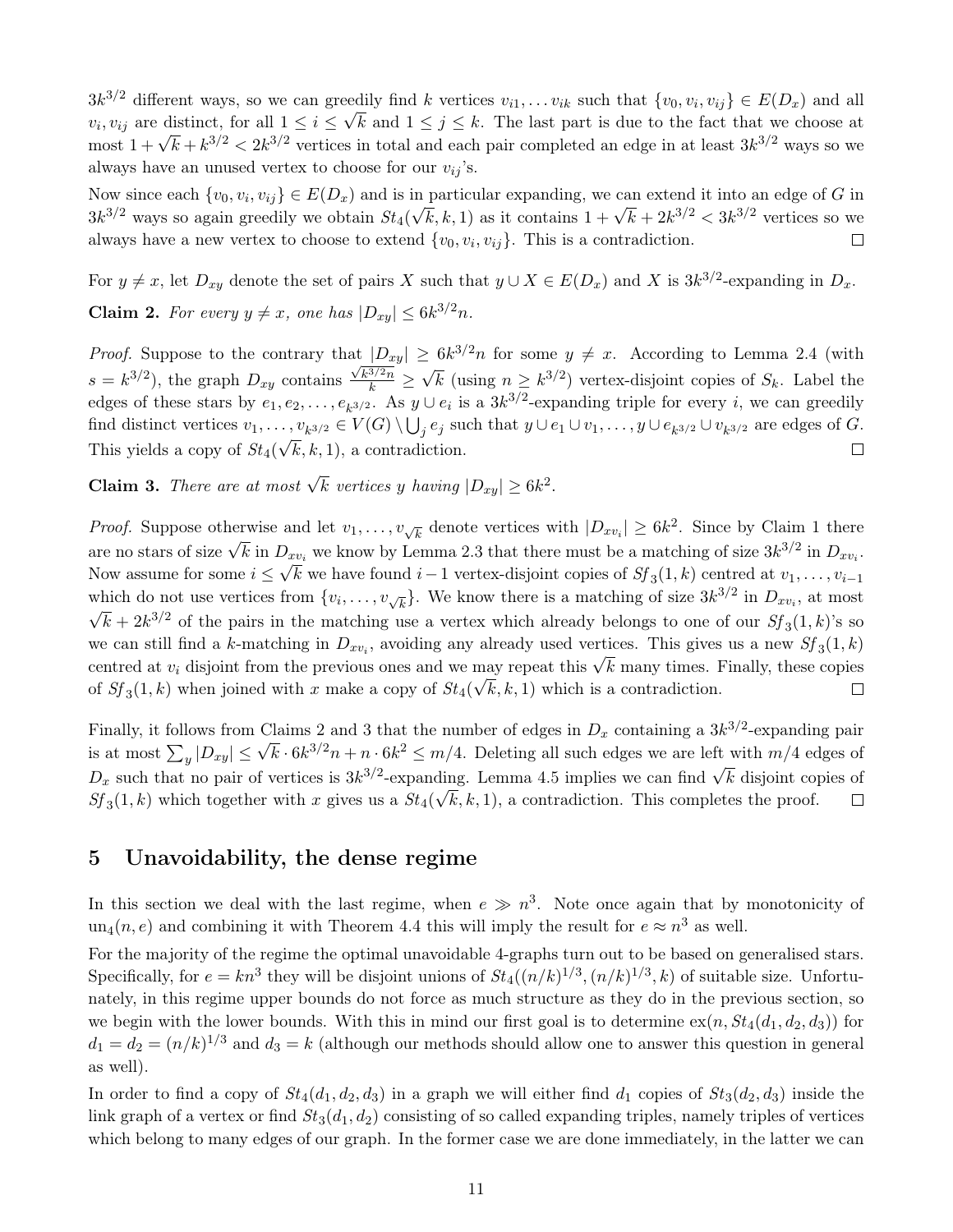$3k^{3/2}$ different ways, so we can greedily find $k$ vertices $v_{i1}, \dots v_{ik}$ such that $\{v_0, v_i, v_{ij}\} \in E(D_x)$ and all $v_i, v_{ij}$ are distinct, for all $1 \le i \le \sqrt{k}$ and $1 \le j \le k$. The last part is due to the fact that we choose at most $1 + \sqrt{k} + k^{3/2} < 2k^{3/2}$ vertices in total and each pair completed an edge in at least $3k^{3/2}$ ways so we always have an unused vertex to choose for our $v_{ij}$'s.

Now since each $\{v_0, v_i, v_{ij}\} \in E(D_x)$ and is in particular expanding, we can extend it into an edge of $G$ in $3k^{3/2}$ ways so again greedily we obtain $St_4(\sqrt{k}, k, 1)$ as it contains $1 + \sqrt{k} + 2k^{3/2} < 3k^{3/2}$ vertices so we always have a new vertex to choose to extend $\{v_0, v_i, v_{ij}\}$. This is a contradiction. $\square$

For $y \neq x$, let $D_{xy}$ denote the set of pairs $X$ such that $y \cup X \in E(D_x)$ and $X$ is $3k^{3/2}$-expanding in $D_x$.

**Claim 2.** *For every $y \neq x$, one has $|D_{xy}| \le 6k^{3/2}n$.*

*Proof.* Suppose to the contrary that $|D_{xy}| \ge 6k^{3/2}n$ for some $y \neq x$. According to Lemma 2.4 (with $s = k^{3/2}$), the graph $D_{xy}$ contains $\frac{\sqrt{k^{3/2}n}}{k} \ge \sqrt{k}$ (using $n \ge k^{3/2}$) vertex-disjoint copies of $S_k$. Label the edges of these stars by $e_1, e_2, \dots, e_{k^{3/2}}$. As $y \cup e_i$ is a $3k^{3/2}$-expanding triple for every $i$, we can greedily find distinct vertices $v_1, \dots, v_{k^{3/2}} \in V(G) \setminus \bigcup_j e_j$ such that $y \cup e_1 \cup v_1, \dots, y \cup e_{k^{3/2}} \cup v_{k^{3/2}}$ are edges of $G$. This yields a copy of $St_4(\sqrt{k}, k, 1)$, a contradiction. $\square$

**Claim 3.** *There are at most $\sqrt{k}$ vertices $y$ having $|D_{xy}| \ge 6k^2$.*

*Proof.* Suppose otherwise and let $v_1, \dots, v_{\sqrt{k}}$ denote vertices with $|D_{xv_i}| \ge 6k^2$. Since by Claim 1 there are no stars of size $\sqrt{k}$ in $D_{xv_i}$ we know by Lemma 2.3 that there must be a matching of size $3k^{3/2}$ in $D_{xv_i}$. Now assume for some $i \le \sqrt{k}$ we have found $i - 1$ vertex-disjoint copies of $Sf_3(1, k)$ centred at $v_1, \dots, v_{i-1}$ which do not use vertices from $\{v_i, \dots, v_{\sqrt{k}}\}$. We know there is a matching of size $3k^{3/2}$ in $D_{xv_i}$, at most $\sqrt{k} + 2k^{3/2}$ of the pairs in the matching use a vertex which already belongs to one of our $Sf_3(1, k)$'s so we can still find a $k$-matching in $D_{xv_i}$, avoiding any already used vertices. This gives us a new $Sf_3(1, k)$ centred at $v_i$ disjoint from the previous ones and we may repeat this $\sqrt{k}$ many times. Finally, these copies of $Sf_3(1, k)$ when joined with $x$ make a copy of $St_4(\sqrt{k}, k, 1)$ which is a contradiction. $\square$

Finally, it follows from Claims 2 and 3 that the number of edges in $D_x$ containing a $3k^{3/2}$-expanding pair is at most $\sum_y |D_{xy}| \le \sqrt{k} \cdot 6k^{3/2}n + n \cdot 6k^2 \le m/4$. Deleting all such edges we are left with $m/4$ edges of $D_x$ such that no pair of vertices is $3k^{3/2}$-expanding. Lemma 4.5 implies we can find $\sqrt{k}$ disjoint copies of $Sf_3(1, k)$ which together with $x$ gives us a $St_4(\sqrt{k}, k, 1)$, a contradiction. This completes the proof. $\square$

## 5 Unavoidability, the dense regime

In this section we deal with the last regime, when $e \gg n^3$. Note once again that by monotonicity of $\text{un}_4(n, e)$ and combining it with Theorem 4.4 this will imply the result for $e \approx n^3$ as well.

For the majority of the regime the optimal unavoidable 4-graphs turn out to be based on generalised stars. Specifically, for $e = kn^3$ they will be disjoint unions of $St_4((n/k)^{1/3}, (n/k)^{1/3}, k)$ of suitable size. Unfortunately, in this regime upper bounds do not force as much structure as they do in the previous section, so we begin with the lower bounds. With this in mind our first goal is to determine $\text{ex}(n, St_4(d_1, d_2, d_3))$ for $d_1 = d_2 = (n/k)^{1/3}$ and $d_3 = k$ (although our methods should allow one to answer this question in general as well).

In order to find a copy of $St_4(d_1, d_2, d_3)$ in a graph we will either find $d_1$ copies of $St_3(d_2, d_3)$ inside the link graph of a vertex or find $St_3(d_1, d_2)$ consisting of so called expanding triples, namely triples of vertices which belong to many edges of our graph. In the former case we are done immediately, in the latter we can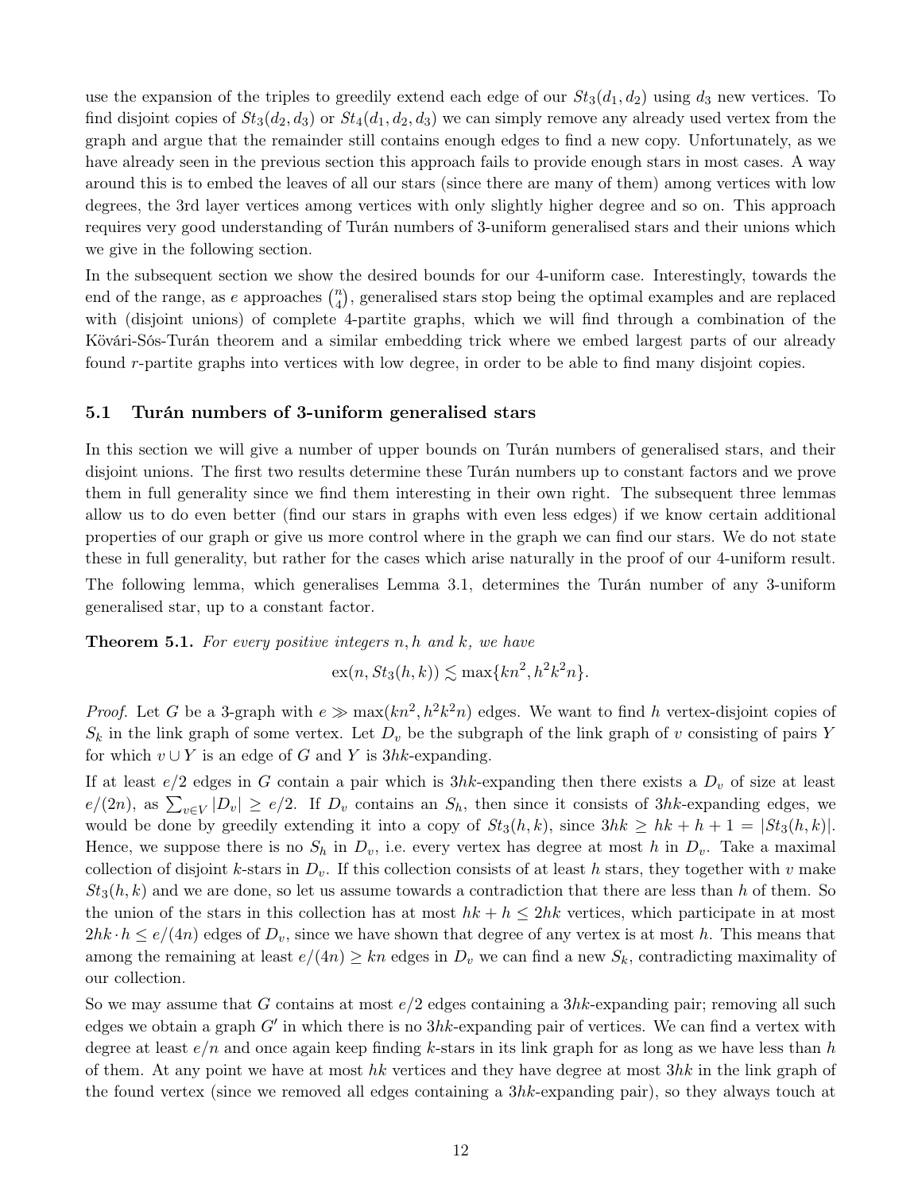use the expansion of the triples to greedily extend each edge of our $St_3(d_1, d_2)$ using $d_3$ new vertices. To find disjoint copies of $St_3(d_2, d_3)$ or $St_4(d_1, d_2, d_3)$ we can simply remove any already used vertex from the graph and argue that the remainder still contains enough edges to find a new copy. Unfortunately, as we have already seen in the previous section this approach fails to provide enough stars in most cases. A way around this is to embed the leaves of all our stars (since there are many of them) among vertices with low degrees, the 3rd layer vertices among vertices with only slightly higher degree and so on. This approach requires very good understanding of Turán numbers of 3-uniform generalised stars and their unions which we give in the following section.

In the subsequent section we show the desired bounds for our 4-uniform case. Interestingly, towards the end of the range, as $e$ approaches $\binom{n}{4}$, generalised stars stop being the optimal examples and are replaced with (disjoint unions) of complete 4-partite graphs, which we will find through a combination of the Kövári-Sós-Turán theorem and a similar embedding trick where we embed largest parts of our already found $r$-partite graphs into vertices with low degree, in order to be able to find many disjoint copies.

### 5.1 Turán numbers of 3-uniform generalised stars

In this section we will give a number of upper bounds on Turán numbers of generalised stars, and their disjoint unions. The first two results determine these Turán numbers up to constant factors and we prove them in full generality since we find them interesting in their own right. The subsequent three lemmas allow us to do even better (find our stars in graphs with even less edges) if we know certain additional properties of our graph or give us more control where in the graph we can find our stars. We do not state these in full generality, but rather for the cases which arise naturally in the proof of our 4-uniform result.

The following lemma, which generalises Lemma 3.1, determines the Turán number of any 3-uniform generalised star, up to a constant factor.

**Theorem 5.1.** *For every positive integers $n, h$ and $k$, we have*

$$\mathrm{ex}(n, St_3(h,k)) \lesssim \max\{kn^2, h^2k^2n\}.$$

*Proof.* Let $G$ be a 3-graph with $e \gg \max(kn^2, h^2k^2n)$ edges. We want to find $h$ vertex-disjoint copies of $S_k$ in the link graph of some vertex. Let $D_v$ be the subgraph of the link graph of $v$ consisting of pairs $Y$ for which $v \cup Y$ is an edge of $G$ and $Y$ is $3hk$-expanding.

If at least $e/2$ edges in $G$ contain a pair which is $3hk$-expanding then there exists a $D_v$ of size at least $e/(2n)$, as $\sum_{v \in V} |D_v| \geq e/2$. If $D_v$ contains an $S_h$, then since it consists of $3hk$-expanding edges, we would be done by greedily extending it into a copy of $St_3(h,k)$, since $3hk \geq hk + h + 1 = |St_3(h,k)|$. Hence, we suppose there is no $S_h$ in $D_v$, i.e. every vertex has degree at most $h$ in $D_v$. Take a maximal collection of disjoint $k$-stars in $D_v$. If this collection consists of at least $h$ stars, they together with $v$ make $St_3(h,k)$ and we are done, so let us assume towards a contradiction that there are less than $h$ of them. So the union of the stars in this collection has at most $hk + h \leq 2hk$ vertices, which participate in at most $2hk \cdot h \leq e/(4n)$ edges of $D_v$, since we have shown that degree of any vertex is at most $h$. This means that among the remaining at least $e/(4n) \geq kn$ edges in $D_v$ we can find a new $S_k$, contradicting maximality of our collection.

So we may assume that $G$ contains at most $e/2$ edges containing a $3hk$-expanding pair; removing all such edges we obtain a graph $G'$ in which there is no $3hk$-expanding pair of vertices. We can find a vertex with degree at least $e/n$ and once again keep finding $k$-stars in its link graph for as long as we have less than $h$ of them. At any point we have at most $hk$ vertices and they have degree at most $3hk$ in the link graph of the found vertex (since we removed all edges containing a $3hk$-expanding pair), so they always touch at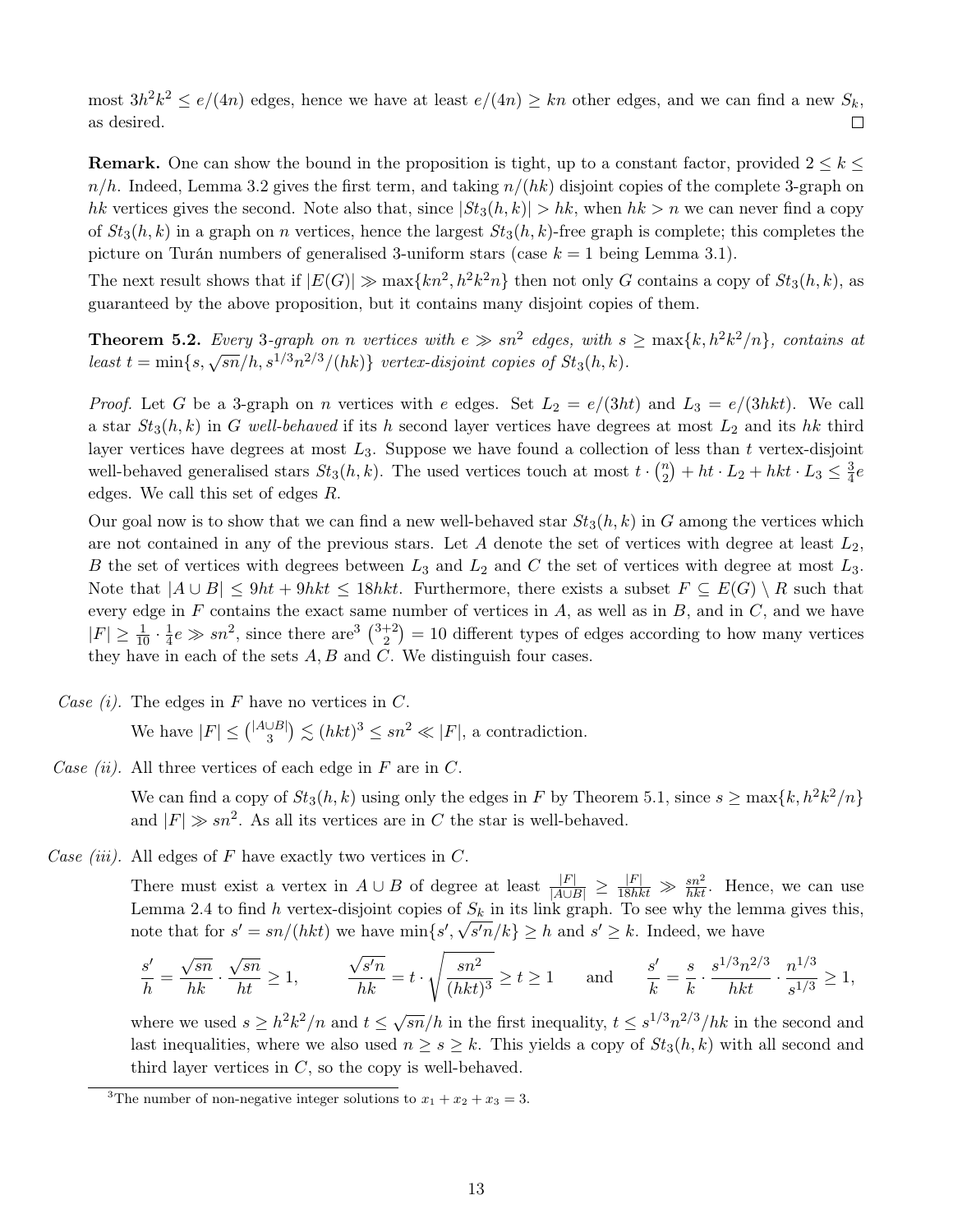most $3h^2k^2 \le e/(4n)$ edges, hence we have at least $e/(4n) \ge kn$ other edges, and we can find a new $S_k$, as desired. ☐

**Remark.** One can show the bound in the proposition is tight, up to a constant factor, provided $2 \le k \le n/h$. Indeed, Lemma 3.2 gives the first term, and taking $n/(hk)$ disjoint copies of the complete 3-graph on $hk$ vertices gives the second. Note also that, since $|St_3(h,k)| > hk$, when $hk > n$ we can never find a copy of $St_3(h,k)$ in a graph on $n$ vertices, hence the largest $St_3(h,k)$-free graph is complete; this completes the picture on Turán numbers of generalised 3-uniform stars (case $k = 1$ being Lemma 3.1).

The next result shows that if $|E(G)| \gg \max\{kn^2, h^2k^2n\}$ then not only $G$ contains a copy of $St_3(h,k)$, as guaranteed by the above proposition, but it contains many disjoint copies of them.

**Theorem 5.2.** *Every 3-graph on $n$ vertices with $e \gg sn^2$ edges, with $s \ge \max\{k, h^2k^2/n\}$, contains at least $t = \min\{s, \sqrt{sn}/h, s^{1/3}n^{2/3}/(hk)\}$ vertex-disjoint copies of $St_3(h,k)$.*

*Proof.* Let $G$ be a 3-graph on $n$ vertices with $e$ edges. Set $L_2 = e/(3ht)$ and $L_3 = e/(3hkt)$. We call a star $St_3(h,k)$ in $G$ *well-behaved* if its $h$ second layer vertices have degrees at most $L_2$ and its $hk$ third layer vertices have degrees at most $L_3$. Suppose we have found a collection of less than $t$ vertex-disjoint well-behaved generalised stars $St_3(h,k)$. The used vertices touch at most $t \cdot \binom{n}{2} + ht \cdot L_2 + hkt \cdot L_3 \le \frac{3}{4}e$ edges. We call this set of edges $R$.

Our goal now is to show that we can find a new well-behaved star $St_3(h,k)$ in $G$ among the vertices which are not contained in any of the previous stars. Let $A$ denote the set of vertices with degree at least $L_2$, $B$ the set of vertices with degrees between $L_3$ and $L_2$ and $C$ the set of vertices with degree at most $L_3$. Note that $|A \cup B| \le 9ht + 9hkt \le 18hkt$. Furthermore, there exists a subset $F \subseteq E(G) \setminus R$ such that every edge in $F$ contains the exact same number of vertices in $A$, as well as in $B$, and in $C$, and we have $|F| \ge \frac{1}{10} \cdot \frac{1}{4}e \gg sn^2$, since there are[3] $\binom{3+2}{2} = 10$ different types of edges according to how many vertices they have in each of the sets $A, B$ and $C$. We distinguish four cases.

*Case (i).* The edges in $F$ have no vertices in $C$.

We have $|F| \le \binom{|A\cup B|}{3} \lesssim (hkt)^3 \le sn^2 \ll |F|$, a contradiction.

*Case (ii).* All three vertices of each edge in $F$ are in $C$.

We can find a copy of $St_3(h,k)$ using only the edges in $F$ by Theorem 5.1, since $s \ge \max\{k, h^2k^2/n\}$ and $|F| \gg sn^2$. As all its vertices are in $C$ the star is well-behaved.

*Case (iii).* All edges of $F$ have exactly two vertices in $C$.

There must exist a vertex in $A \cup B$ of degree at least $\frac{|F|}{|A\cup B|} \ge \frac{|F|}{18hkt} \gg \frac{sn^2}{hkt}$. Hence, we can use Lemma 2.4 to find $h$ vertex-disjoint copies of $S_k$ in its link graph. To see why the lemma gives this, note that for $s' = sn/(hkt)$ we have $\min\{s', \sqrt{s'n}/k\} \ge h$ and $s' \ge k$. Indeed, we have

$$\frac{s'}{h} = \frac{\sqrt{sn}}{hk} \cdot \frac{\sqrt{sn}}{ht} \ge 1, \qquad \frac{\sqrt{s'n}}{hk} = t \cdot \sqrt{\frac{sn^2}{(hkt)^3}} \ge t \ge 1 \qquad \text{and} \qquad \frac{s'}{k} = \frac{s}{k} \cdot \frac{s^{1/3}n^{2/3}}{hkt} \cdot \frac{n^{1/3}}{s^{1/3}} \ge 1,$$

where we used $s \ge h^2k^2/n$ and $t \le \sqrt{sn}/h$ in the first inequality, $t \le s^{1/3}n^{2/3}/hk$ in the second and last inequalities, where we also used $n \ge s \ge k$. This yields a copy of $St_3(h,k)$ with all second and third layer vertices in $C$, so the copy is well-behaved.

[3] The number of non-negative integer solutions to $x_1 + x_2 + x_3 = 3$.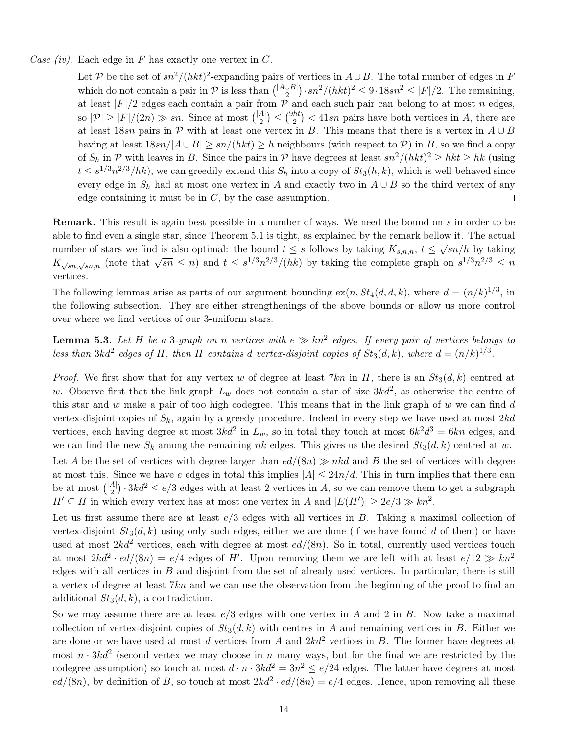*Case (iv).* Each edge in $F$ has exactly one vertex in $C$.

Let $\mathcal{P}$ be the set of $sn^2/(hkt)^2$-expanding pairs of vertices in $A \cup B$. The total number of edges in $F$ which do not contain a pair in $\mathcal{P}$ is less than $\binom{|A\cup B|}{2} \cdot sn^2/(hkt)^2 \leq 9 \cdot 18sn^2 \leq |F|/2$. The remaining, at least $|F|/2$ edges each contain a pair from $\mathcal{P}$ and each such pair can belong to at most $n$ edges, so $|\mathcal{P}| \geq |F|/(2n) \gg sn$. Since at most $\binom{|A|}{2} \leq \binom{9ht}{2} < 41sn$ pairs have both vertices in $A$, there are at least $18sn$ pairs in $\mathcal{P}$ with at least one vertex in $B$. This means that there is a vertex in $A \cup B$ having at least $18sn/|A \cup B| \geq sn/(hkt) \geq h$ neighbours (with respect to $\mathcal{P}$) in $B$, so we find a copy of $S_h$ in $\mathcal{P}$ with leaves in $B$. Since the pairs in $\mathcal{P}$ have degrees at least $sn^2/(hkt)^2 \geq hkt \geq hk$ (using $t \leq s^{1/3}n^{2/3}/hk$), we can greedily extend this $S_h$ into a copy of $St_3(h,k)$, which is well-behaved since every edge in $S_h$ had at most one vertex in $A$ and exactly two in $A \cup B$ so the third vertex of any edge containing it must be in $C$, by the case assumption. $\square$

**Remark.** This result is again best possible in a number of ways. We need the bound on $s$ in order to be able to find even a single star, since Theorem 5.1 is tight, as explained by the remark bellow it. The actual number of stars we find is also optimal: the bound $t \leq s$ follows by taking $K_{s,n,n}$, $t \leq \sqrt{sn}/h$ by taking $K_{\sqrt{sn},\sqrt{sn},n}$ (note that $\sqrt{sn} \leq n$) and $t \leq s^{1/3}n^{2/3}/(hk)$ by taking the complete graph on $s^{1/3}n^{2/3} \leq n$ vertices.

The following lemmas arise as parts of our argument bounding $\mathrm{ex}(n, St_4(d,d,k)$, where $d = (n/k)^{1/3}$, in the following subsection. They are either strengthenings of the above bounds or allow us more control over where we find vertices of our 3-uniform stars.

**Lemma 5.3.** *Let $H$ be a 3-graph on $n$ vertices with $e \gg kn^2$ edges. If every pair of vertices belongs to less than $3kd^2$ edges of $H$, then $H$ contains $d$ vertex-disjoint copies of $St_3(d,k)$, where $d = (n/k)^{1/3}$.*

*Proof.* We first show that for any vertex $w$ of degree at least $7kn$ in $H$, there is an $St_3(d,k)$ centred at $w$. Observe first that the link graph $L_w$ does not contain a star of size $3kd^2$, as otherwise the centre of this star and $w$ make a pair of too high codegree. This means that in the link graph of $w$ we can find $d$ vertex-disjoint copies of $S_k$, again by a greedy procedure. Indeed in every step we have used at most $2kd$ vertices, each having degree at most $3kd^2$ in $L_w$, so in total they touch at most $6k^2d^3 = 6kn$ edges, and we can find the new $S_k$ among the remaining $nk$ edges. This gives us the desired $St_3(d,k)$ centred at $w$.

Let $A$ be the set of vertices with degree larger than $ed/(8n) \gg nkd$ and $B$ the set of vertices with degree at most this. Since we have $e$ edges in total this implies $|A| \leq 24n/d$. This in turn implies that there can be at most $\binom{|A|}{2} \cdot 3kd^2 \leq e/3$ edges with at least 2 vertices in $A$, so we can remove them to get a subgraph $H' \subseteq H$ in which every vertex has at most one vertex in $A$ and $|E(H')| \geq 2e/3 \gg kn^2$.

Let us first assume there are at least $e/3$ edges with all vertices in $B$. Taking a maximal collection of vertex-disjoint $St_3(d,k)$ using only such edges, either we are done (if we have found $d$ of them) or have used at most $2kd^2$ vertices, each with degree at most $ed/(8n)$. So in total, currently used vertices touch at most $2kd^2 \cdot ed/(8n) = e/4$ edges of $H'$. Upon removing them we are left with at least $e/12 \gg kn^2$ edges with all vertices in $B$ and disjoint from the set of already used vertices. In particular, there is still a vertex of degree at least $7kn$ and we can use the observation from the beginning of the proof to find an additional $St_3(d,k)$, a contradiction.

So we may assume there are at least $e/3$ edges with one vertex in $A$ and 2 in $B$. Now take a maximal collection of vertex-disjoint copies of $St_3(d,k)$ with centres in $A$ and remaining vertices in $B$. Either we are done or we have used at most $d$ vertices from $A$ and $2kd^2$ vertices in $B$. The former have degrees at most $n \cdot 3kd^2$ (second vertex we may choose in $n$ many ways, but for the final we are restricted by the codegree assumption) so touch at most $d \cdot n \cdot 3kd^2 = 3n^2 \leq e/24$ edges. The latter have degrees at most $ed/(8n)$, by definition of $B$, so touch at most $2kd^2 \cdot ed/(8n) = e/4$ edges. Hence, upon removing all these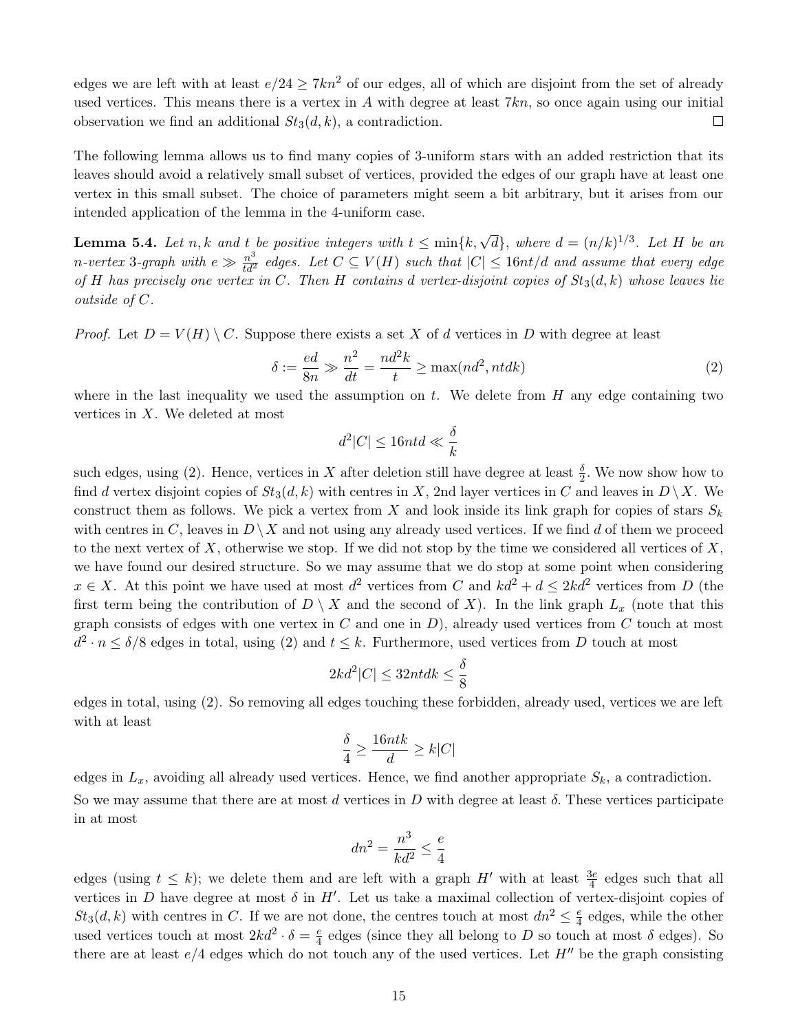edges we are left with at least $e/24 \geq 7kn^2$ of our edges, all of which are disjoint from the set of already used vertices. This means there is a vertex in $A$ with degree at least $7kn$, so once again using our initial observation we find an additional $St_3(d,k)$, a contradiction. $\square$

The following lemma allows us to find many copies of 3-uniform stars with an added restriction that its leaves should avoid a relatively small subset of vertices, provided the edges of our graph have at least one vertex in this small subset. The choice of parameters might seem a bit arbitrary, but it arises from our intended application of the lemma in the 4-uniform case.

**Lemma 5.4.** *Let $n, k$ and $t$ be positive integers with $t \leq \min\{k, \sqrt{d}\}$, where $d = (n/k)^{1/3}$. Let $H$ be an $n$-vertex 3-graph with $e \gg \frac{n^3}{td^2}$ edges. Let $C \subseteq V(H)$ such that $|C| \leq 16nt/d$ and assume that every edge of $H$ has precisely one vertex in $C$. Then $H$ contains $d$ vertex-disjoint copies of $St_3(d,k)$ whose leaves lie outside of $C$.*

*Proof.* Let $D = V(H) \setminus C$. Suppose there exists a set $X$ of $d$ vertices in $D$ with degree at least

$$\delta := \frac{ed}{8n} \gg \frac{n^2}{dt} = \frac{nd^2k}{t} \geq \max(nd^2, ntdk) \tag{2}$$

where in the last inequality we used the assumption on $t$. We delete from $H$ any edge containing two vertices in $X$. We deleted at most

$$d^2|C| \leq 16ntd \ll \frac{\delta}{k}$$

such edges, using (2). Hence, vertices in $X$ after deletion still have degree at least $\frac{\delta}{2}$. We now show how to find $d$ vertex disjoint copies of $St_3(d,k)$ with centres in $X$, 2nd layer vertices in $C$ and leaves in $D \setminus X$. We construct them as follows. We pick a vertex from $X$ and look inside its link graph for copies of stars $S_k$ with centres in $C$, leaves in $D \setminus X$ and not using any already used vertices. If we find $d$ of them we proceed to the next vertex of $X$, otherwise we stop. If we did not stop by the time we considered all vertices of $X$, we have found our desired structure. So we may assume that we do stop at some point when considering $x \in X$. At this point we have used at most $d^2$ vertices from $C$ and $kd^2 + d \leq 2kd^2$ vertices from $D$ (the first term being the contribution of $D \setminus X$ and the second of $X$). In the link graph $L_x$ (note that this graph consists of edges with one vertex in $C$ and one in $D$), already used vertices from $C$ touch at most $d^2 \cdot n \leq \delta/8$ edges in total, using (2) and $t \leq k$. Furthermore, used vertices from $D$ touch at most

$$2kd^2|C| \leq 32ntdk \leq \frac{\delta}{8}$$

edges in total, using (2). So removing all edges touching these forbidden, already used, vertices we are left with at least

$$\frac{\delta}{4} \geq \frac{16ntk}{d} \geq k|C|$$

edges in $L_x$, avoiding all already used vertices. Hence, we find another appropriate $S_k$, a contradiction.

So we may assume that there are at most $d$ vertices in $D$ with degree at least $\delta$. These vertices participate in at most

$$dn^2 = \frac{n^3}{kd^2} \leq \frac{e}{4}$$

edges (using $t \leq k$); we delete them and are left with a graph $H'$ with at least $\frac{3e}{4}$ edges such that all vertices in $D$ have degree at most $\delta$ in $H'$. Let us take a maximal collection of vertex-disjoint copies of $St_3(d,k)$ with centres in $C$. If we are not done, the centres touch at most $dn^2 \leq \frac{e}{4}$ edges, while the other used vertices touch at most $2kd^2 \cdot \delta = \frac{e}{4}$ edges (since they all belong to $D$ so touch at most $\delta$ edges). So there are at least $e/4$ edges which do not touch any of the used vertices. Let $H''$ be the graph consisting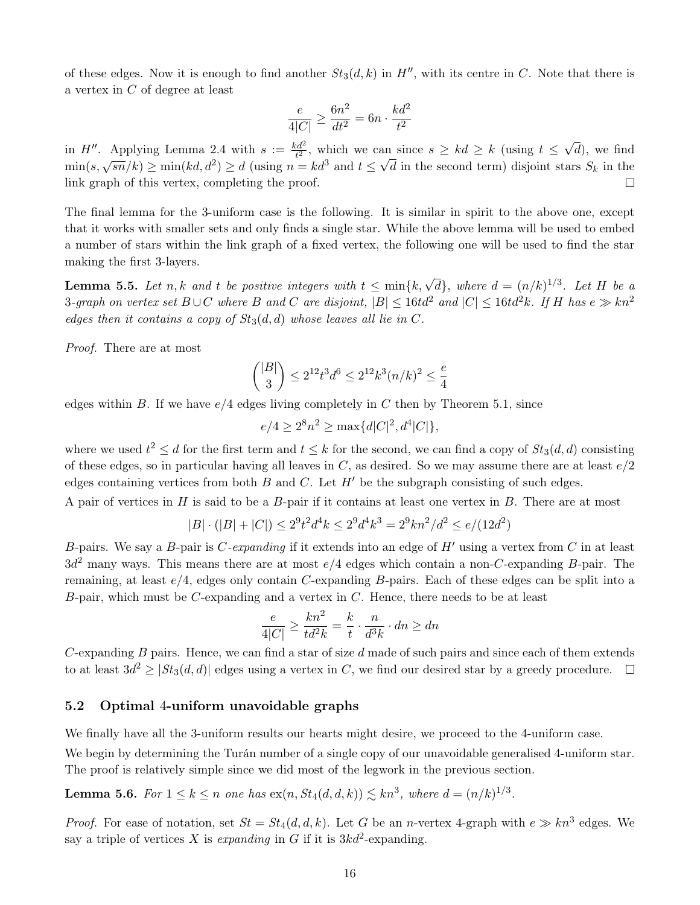of these edges. Now it is enough to find another $St_3(d,k)$ in $H''$, with its centre in $C$. Note that there is a vertex in $C$ of degree at least

$$\frac{e}{4|C|} \geq \frac{6n^2}{dt^2} = 6n \cdot \frac{kd^2}{t^2}$$

in $H''$. Applying Lemma 2.4 with $s := \frac{kd^2}{t^2}$, which we can since $s \geq kd \geq k$ (using $t \leq \sqrt{d}$), we find $\min(s, \sqrt{sn}/k) \geq \min(kd, d^2) \geq d$ (using $n = kd^3$ and $t \leq \sqrt{d}$ in the second term) disjoint stars $S_k$ in the link graph of this vertex, completing the proof. ☐

The final lemma for the 3-uniform case is the following. It is similar in spirit to the above one, except that it works with smaller sets and only finds a single star. While the above lemma will be used to embed a number of stars within the link graph of a fixed vertex, the following one will be used to find the star making the first 3-layers.

**Lemma 5.5.** *Let $n, k$ and $t$ be positive integers with $t \leq \min\{k, \sqrt{d}\}$, where $d = (n/k)^{1/3}$. Let $H$ be a 3-graph on vertex set $B \cup C$ where $B$ and $C$ are disjoint, $|B| \leq 16td^2$ and $|C| \leq 16td^2k$. If $H$ has $e \gg kn^2$ edges then it contains a copy of $St_3(d,d)$ whose leaves all lie in $C$.*

*Proof.* There are at most

$$\binom{|B|}{3} \leq 2^{12}t^3d^6 \leq 2^{12}k^3(n/k)^2 \leq \frac{e}{4}$$

edges within $B$. If we have $e/4$ edges living completely in $C$ then by Theorem 5.1, since

$$e/4 \geq 2^8n^2 \geq \max\{d|C|^2, d^4|C|\},$$

where we used $t^2 \leq d$ for the first term and $t \leq k$ for the second, we can find a copy of $St_3(d,d)$ consisting of these edges, so in particular having all leaves in $C$, as desired. So we may assume there are at least $e/2$ edges containing vertices from both $B$ and $C$. Let $H'$ be the subgraph consisting of such edges.

A pair of vertices in $H$ is said to be a *$B$-pair* if it contains at least one vertex in $B$. There are at most

$$|B| \cdot (|B| + |C|) \leq 2^9t^2d^4k \leq 2^9d^4k^3 = 2^9kn^2/d^2 \leq e/(12d^2)$$

$B$-pairs. We say a $B$-pair is *$C$-expanding* if it extends into an edge of $H'$ using a vertex from $C$ in at least $3d^2$ many ways. This means there are at most $e/4$ edges which contain a non-$C$-expanding $B$-pair. The remaining, at least $e/4$, edges only contain $C$-expanding $B$-pairs. Each of these edges can be split into a $B$-pair, which must be $C$-expanding and a vertex in $C$. Hence, there needs to be at least

$$\frac{e}{4|C|} \geq \frac{kn^2}{td^2k} = \frac{k}{t} \cdot \frac{n}{d^3k} \cdot dn \geq dn$$

$C$-expanding $B$ pairs. Hence, we can find a star of size $d$ made of such pairs and since each of them extends to at least $3d^2 \geq |St_3(d,d)|$ edges using a vertex in $C$, we find our desired star by a greedy procedure. ☐

## 5.2 Optimal 4-uniform unavoidable graphs

We finally have all the 3-uniform results our hearts might desire, we proceed to the 4-uniform case.

We begin by determining the Turán number of a single copy of our unavoidable generalised 4-uniform star. The proof is relatively simple since we did most of the legwork in the previous section.

**Lemma 5.6.** *For $1 \leq k \leq n$ one has $\mathrm{ex}(n, St_4(d,d,k)) \lesssim kn^3$, where $d = (n/k)^{1/3}$.*

*Proof.* For ease of notation, set $St = St_4(d,d,k)$. Let $G$ be an $n$-vertex 4-graph with $e \gg kn^3$ edges. We say a triple of vertices $X$ is *expanding* in $G$ if it is $3kd^2$-expanding.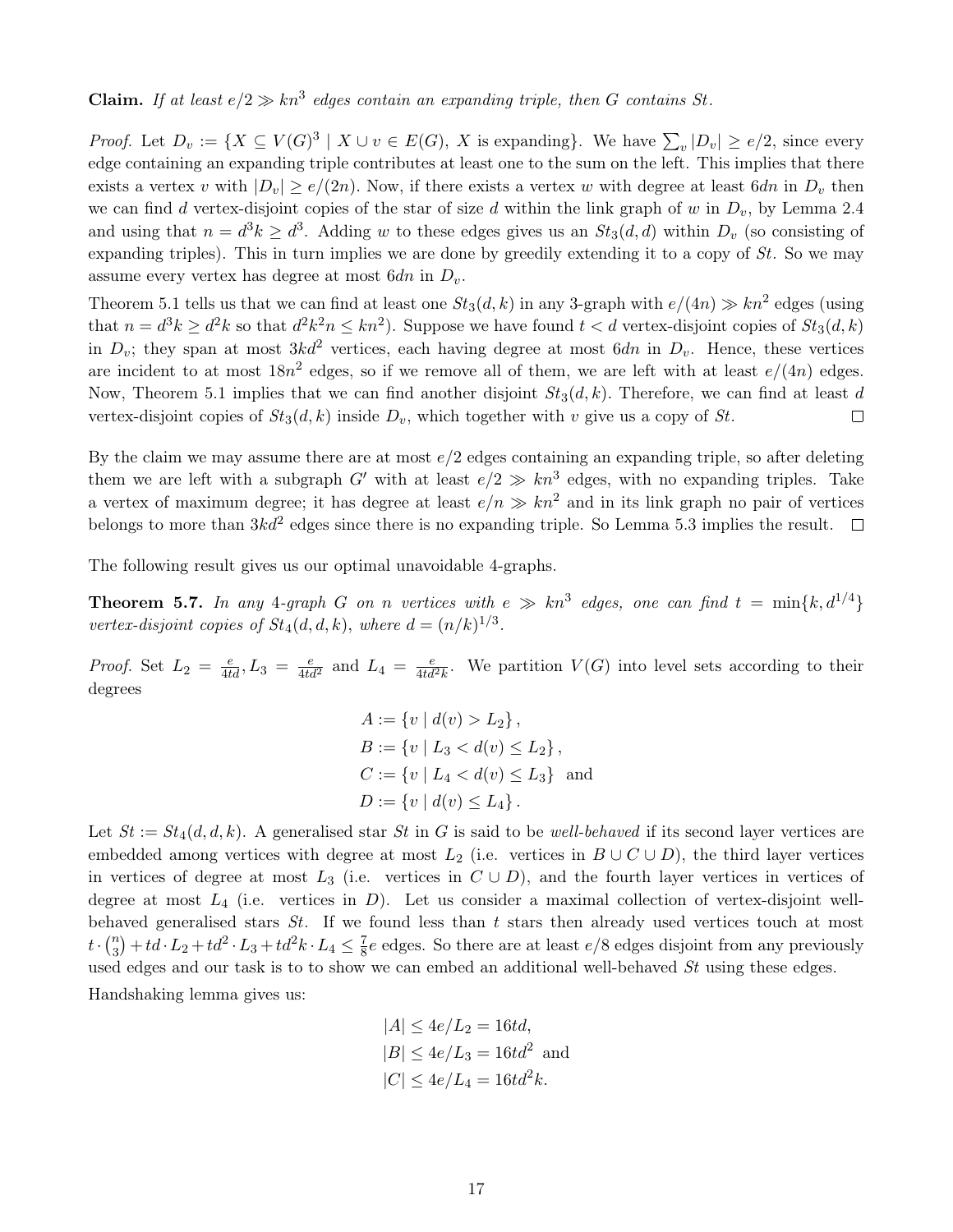**Claim.** *If at least $e/2 \gg kn^3$ edges contain an expanding triple, then $G$ contains $St$.*

*Proof.* Let $D_v := \{X \subseteq V(G)^3 \mid X \cup v \in E(G),\ X \text{ is expanding}\}$. We have $\sum_v |D_v| \geq e/2$, since every edge containing an expanding triple contributes at least one to the sum on the left. This implies that there exists a vertex $v$ with $|D_v| \geq e/(2n)$. Now, if there exists a vertex $w$ with degree at least $6dn$ in $D_v$ then we can find $d$ vertex-disjoint copies of the star of size $d$ within the link graph of $w$ in $D_v$, by Lemma 2.4 and using that $n = d^3k \geq d^3$. Adding $w$ to these edges gives us an $St_3(d,d)$ within $D_v$ (so consisting of expanding triples). This in turn implies we are done by greedily extending it to a copy of $St$. So we may assume every vertex has degree at most $6dn$ in $D_v$.

Theorem 5.1 tells us that we can find at least one $St_3(d,k)$ in any 3-graph with $e/(4n) \gg kn^2$ edges (using that $n = d^3k \geq d^2k$ so that $d^2k^2n \leq kn^2$). Suppose we have found $t < d$ vertex-disjoint copies of $St_3(d,k)$ in $D_v$; they span at most $3kd^2$ vertices, each having degree at most $6dn$ in $D_v$. Hence, these vertices are incident to at most $18n^2$ edges, so if we remove all of them, we are left with at least $e/(4n)$ edges. Now, Theorem 5.1 implies that we can find another disjoint $St_3(d,k)$. Therefore, we can find at least $d$ vertex-disjoint copies of $St_3(d,k)$ inside $D_v$, which together with $v$ give us a copy of $St$. $\square$

By the claim we may assume there are at most $e/2$ edges containing an expanding triple, so after deleting them we are left with a subgraph $G'$ with at least $e/2 \gg kn^3$ edges, with no expanding triples. Take a vertex of maximum degree; it has degree at least $e/n \gg kn^2$ and in its link graph no pair of vertices belongs to more than $3kd^2$ edges since there is no expanding triple. So Lemma 5.3 implies the result. $\square$

The following result gives us our optimal unavoidable 4-graphs.

**Theorem 5.7.** *In any 4-graph $G$ on $n$ vertices with $e \gg kn^3$ edges, one can find $t = \min\{k, d^{1/4}\}$ vertex-disjoint copies of $St_4(d,d,k)$, where $d = (n/k)^{1/3}$.*

*Proof.* Set $L_2 = \frac{e}{4td}, L_3 = \frac{e}{4td^2}$ and $L_4 = \frac{e}{4td^2k}$. We partition $V(G)$ into level sets according to their degrees

$$\begin{aligned}
A &:= \{v \mid d(v) > L_2\}, \\
B &:= \{v \mid L_3 < d(v) \leq L_2\}, \\
C &:= \{v \mid L_4 < d(v) \leq L_3\} \text{ and} \\
D &:= \{v \mid d(v) \leq L_4\}.
\end{aligned}$$

Let $St := St_4(d,d,k)$. A generalised star $St$ in $G$ is said to be *well-behaved* if its second layer vertices are embedded among vertices with degree at most $L_2$ (i.e. vertices in $B \cup C \cup D$), the third layer vertices in vertices of degree at most $L_3$ (i.e. vertices in $C \cup D$), and the fourth layer vertices in vertices of degree at most $L_4$ (i.e. vertices in $D$). Let us consider a maximal collection of vertex-disjoint well-behaved generalised stars $St$. If we found less than $t$ stars then already used vertices touch at most $t \cdot \binom{n}{3} + td \cdot L_2 + td^2 \cdot L_3 + td^2k \cdot L_4 \leq \frac{7}{8}e$ edges. So there are at least $e/8$ edges disjoint from any previously used edges and our task is to show we can embed an additional well-behaved $St$ using these edges.

Handshaking lemma gives us:

$$\begin{aligned}
|A| &\leq 4e/L_2 = 16td, \\
|B| &\leq 4e/L_3 = 16td^2 \text{ and} \\
|C| &\leq 4e/L_4 = 16td^2k.
\end{aligned}$$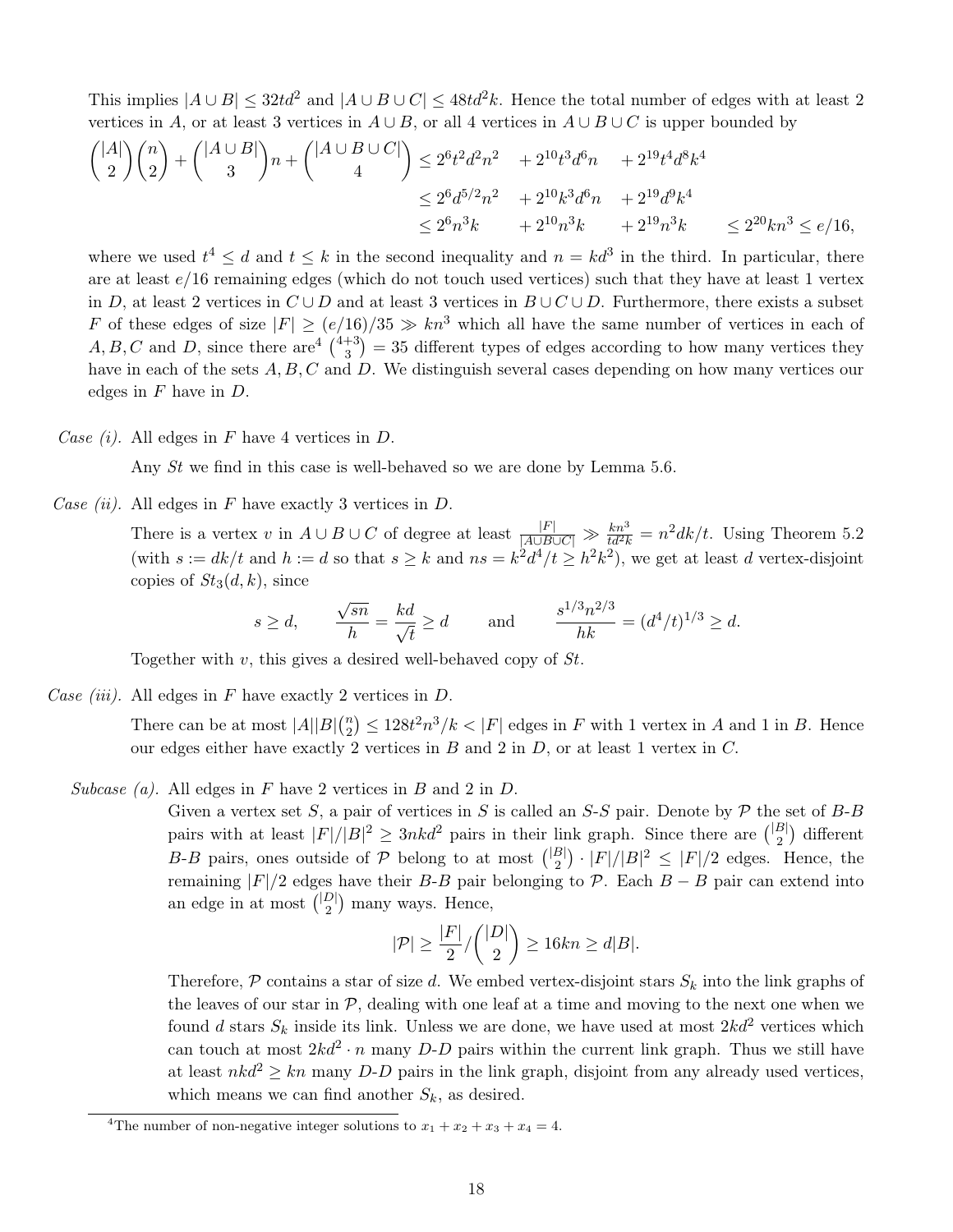This implies $|A \cup B| \le 32td^2$ and $|A \cup B \cup C| \le 48td^2k$. Hence the total number of edges with at least 2 vertices in $A$, or at least 3 vertices in $A \cup B$, or all 4 vertices in $A \cup B \cup C$ is upper bounded by

$$\begin{aligned}
\binom{|A|}{2}\binom{n}{2} + \binom{|A \cup B|}{3}n + \binom{|A \cup B \cup C|}{4} &\le 2^6 t^2 d^2 n^2 \quad + 2^{10} t^3 d^6 n \quad + 2^{19} t^4 d^8 k^4 \\
&\le 2^6 d^{5/2} n^2 \quad + 2^{10} k^3 d^6 n \quad + 2^{19} d^9 k^4 \\
&\le 2^6 n^3 k \quad\;\; + 2^{10} n^3 k \quad\;\; + 2^{19} n^3 k \qquad \le 2^{20} kn^3 \le e/16,
\end{aligned}$$

where we used $t^4 \le d$ and $t \le k$ in the second inequality and $n = kd^3$ in the third. In particular, there are at least $e/16$ remaining edges (which do not touch used vertices) such that they have at least 1 vertex in $D$, at least 2 vertices in $C \cup D$ and at least 3 vertices in $B \cup C \cup D$. Furthermore, there exists a subset $F$ of these edges of size $|F| \ge (e/16)/35 \gg kn^3$ which all have the same number of vertices in each of $A, B, C$ and $D$, since there are[4] $\binom{4+3}{3} = 35$ different types of edges according to how many vertices they have in each of the sets $A, B, C$ and $D$. We distinguish several cases depending on how many vertices our edges in $F$ have in $D$.

*Case (i).* All edges in $F$ have 4 vertices in $D$.

Any $St$ we find in this case is well-behaved so we are done by Lemma 5.6.

*Case (ii).* All edges in $F$ have exactly 3 vertices in $D$.

There is a vertex $v$ in $A \cup B \cup C$ of degree at least $\frac{|F|}{|A \cup B \cup C|} \gg \frac{kn^3}{td^2k} = n^2dk/t$. Using Theorem 5.2 (with $s := dk/t$ and $h := d$ so that $s \ge k$ and $ns = k^2d^4/t \ge h^2k^2$), we get at least $d$ vertex-disjoint copies of $St_3(d,k)$, since

$$s \ge d, \qquad \frac{\sqrt{sn}}{h} = \frac{kd}{\sqrt{t}} \ge d \qquad \text{and} \qquad \frac{s^{1/3}n^{2/3}}{hk} = (d^4/t)^{1/3} \ge d.$$

Together with $v$, this gives a desired well-behaved copy of $St$.

*Case (iii).* All edges in $F$ have exactly 2 vertices in $D$.

There can be at most $|A||B|\binom{n}{2} \le 128t^2n^3/k < |F|$ edges in $F$ with 1 vertex in $A$ and 1 in $B$. Hence our edges either have exactly 2 vertices in $B$ and 2 in $D$, or at least 1 vertex in $C$.

*Subcase (a).* All edges in $F$ have 2 vertices in $B$ and 2 in $D$.

Given a vertex set $S$, a pair of vertices in $S$ is called an $S$-$S$ pair. Denote by $\mathcal{P}$ the set of $B$-$B$ pairs with at least $|F|/|B|^2 \ge 3nkd^2$ pairs in their link graph. Since there are $\binom{|B|}{2}$ different $B$-$B$ pairs, ones outside of $\mathcal{P}$ belong to at most $\binom{|B|}{2} \cdot |F|/|B|^2 \le |F|/2$ edges. Hence, the remaining $|F|/2$ edges have their $B$-$B$ pair belonging to $\mathcal{P}$. Each $B - B$ pair can extend into an edge in at most $\binom{|D|}{2}$ many ways. Hence,

$$|\mathcal{P}| \ge \frac{|F|}{2} / \binom{|D|}{2} \ge 16kn \ge d|B|.$$

Therefore, $\mathcal{P}$ contains a star of size $d$. We embed vertex-disjoint stars $S_k$ into the link graphs of the leaves of our star in $\mathcal{P}$, dealing with one leaf at a time and moving to the next one when we found $d$ stars $S_k$ inside its link. Unless we are done, we have used at most $2kd^2$ vertices which can touch at most $2kd^2 \cdot n$ many $D$-$D$ pairs within the current link graph. Thus we still have at least $nkd^2 \ge kn$ many $D$-$D$ pairs in the link graph, disjoint from any already used vertices, which means we can find another $S_k$, as desired.

[4] The number of non-negative integer solutions to $x_1 + x_2 + x_3 + x_4 = 4$.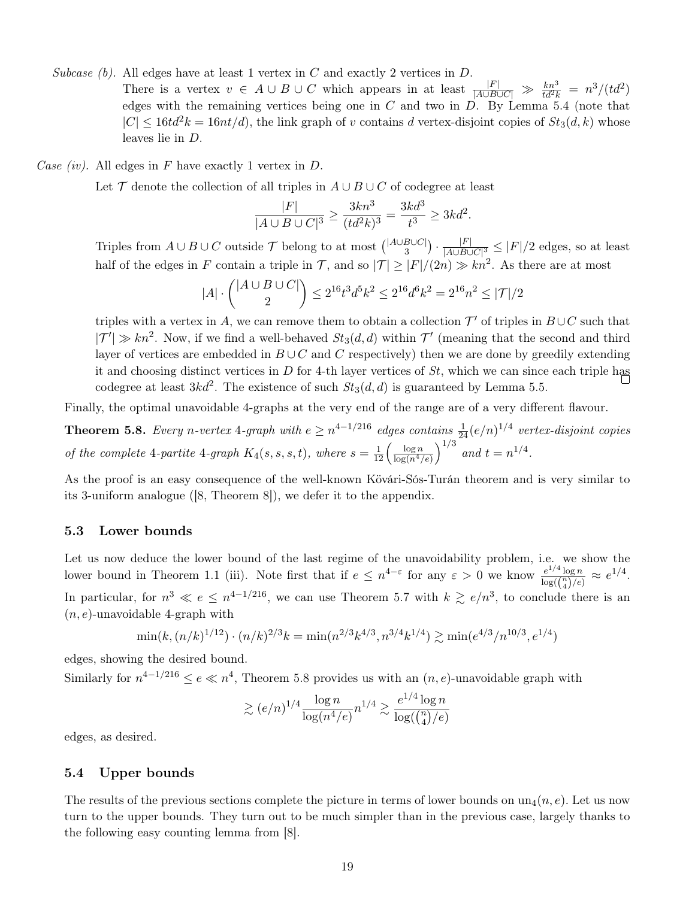*Subcase (b).* All edges have at least 1 vertex in $C$ and exactly 2 vertices in $D$.

There is a vertex $v \in A \cup B \cup C$ which appears in at least $\frac{|F|}{|A \cup B \cup C|} \gg \frac{kn^3}{td^2k} = n^3/(td^2)$ edges with the remaining vertices being one in $C$ and two in $D$. By Lemma 5.4 (note that $|C| \leq 16td^2k = 16nt/d$), the link graph of $v$ contains $d$ vertex-disjoint copies of $St_3(d,k)$ whose leaves lie in $D$.

*Case (iv).* All edges in $F$ have exactly 1 vertex in $D$.

Let $\mathcal{T}$ denote the collection of all triples in $A \cup B \cup C$ of codegree at least

$$\frac{|F|}{|A \cup B \cup C|^3} \geq \frac{3kn^3}{(td^2k)^3} = \frac{3kd^3}{t^3} \geq 3kd^2.$$

Triples from $A \cup B \cup C$ outside $\mathcal{T}$ belong to at most $\binom{|A \cup B \cup C|}{3} \cdot \frac{|F|}{|A \cup B \cup C|^3} \leq |F|/2$ edges, so at least half of the edges in $F$ contain a triple in $\mathcal{T}$, and so $|\mathcal{T}| \geq |F|/(2n) \gg kn^2$. As there are at most

$$|A| \cdot \binom{|A \cup B \cup C|}{2} \leq 2^{16}t^3d^5k^2 \leq 2^{16}d^6k^2 = 2^{16}n^2 \leq |\mathcal{T}|/2$$

triples with a vertex in $A$, we can remove them to obtain a collection $\mathcal{T}'$ of triples in $B \cup C$ such that $|\mathcal{T}'| \gg kn^2$. Now, if we find a well-behaved $St_3(d,d)$ within $\mathcal{T}'$ (meaning that the second and third layer of vertices are embedded in $B \cup C$ and $C$ respectively) then we are done by greedily extending it and choosing distinct vertices in $D$ for 4-th layer vertices of $St$, which we can since each triple has codegree at least $3kd^2$. The existence of such $St_3(d,d)$ is guaranteed by Lemma 5.5. $\square$

Finally, the optimal unavoidable 4-graphs at the very end of the range are of a very different flavour.

**Theorem 5.8.** *Every $n$-vertex 4-graph with $e \geq n^{4-1/216}$ edges contains $\frac{1}{24}(e/n)^{1/4}$ vertex-disjoint copies of the complete 4-partite 4-graph $K_4(s,s,s,t)$, where $s = \frac{1}{12}\left(\frac{\log n}{\log(n^4/e)}\right)^{1/3}$ and $t = n^{1/4}$.*

As the proof is an easy consequence of the well-known Kövári-Sós-Turán theorem and is very similar to its 3-uniform analogue ([8, Theorem 8]), we defer it to the appendix.

### 5.3 Lower bounds

Let us now deduce the lower bound of the last regime of the unavoidability problem, i.e. we show the lower bound in Theorem 1.1 (iii). Note first that if $e \leq n^{4-\varepsilon}$ for any $\varepsilon > 0$ we know $\frac{e^{1/4}\log n}{\log(\binom{n}{4}/e)} \approx e^{1/4}$. In particular, for $n^3 \ll e \leq n^{4-1/216}$, we can use Theorem 5.7 with $k \gtrsim e/n^3$, to conclude there is an $(n,e)$-unavoidable 4-graph with

$$\min(k, (n/k)^{1/12}) \cdot (n/k)^{2/3}k = \min(n^{2/3}k^{4/3}, n^{3/4}k^{1/4}) \gtrsim \min(e^{4/3}/n^{10/3}, e^{1/4})$$

edges, showing the desired bound.

Similarly for $n^{4-1/216} \leq e \ll n^4$, Theorem 5.8 provides us with an $(n,e)$-unavoidable graph with

$$\gtrsim (e/n)^{1/4}\frac{\log n}{\log(n^4/e)}n^{1/4} \gtrsim \frac{e^{1/4}\log n}{\log(\binom{n}{4}/e)}$$

edges, as desired.

### 5.4 Upper bounds

The results of the previous sections complete the picture in terms of lower bounds on $\mathrm{un}_4(n,e)$. Let us now turn to the upper bounds. They turn out to be much simpler than in the previous case, largely thanks to the following easy counting lemma from [8].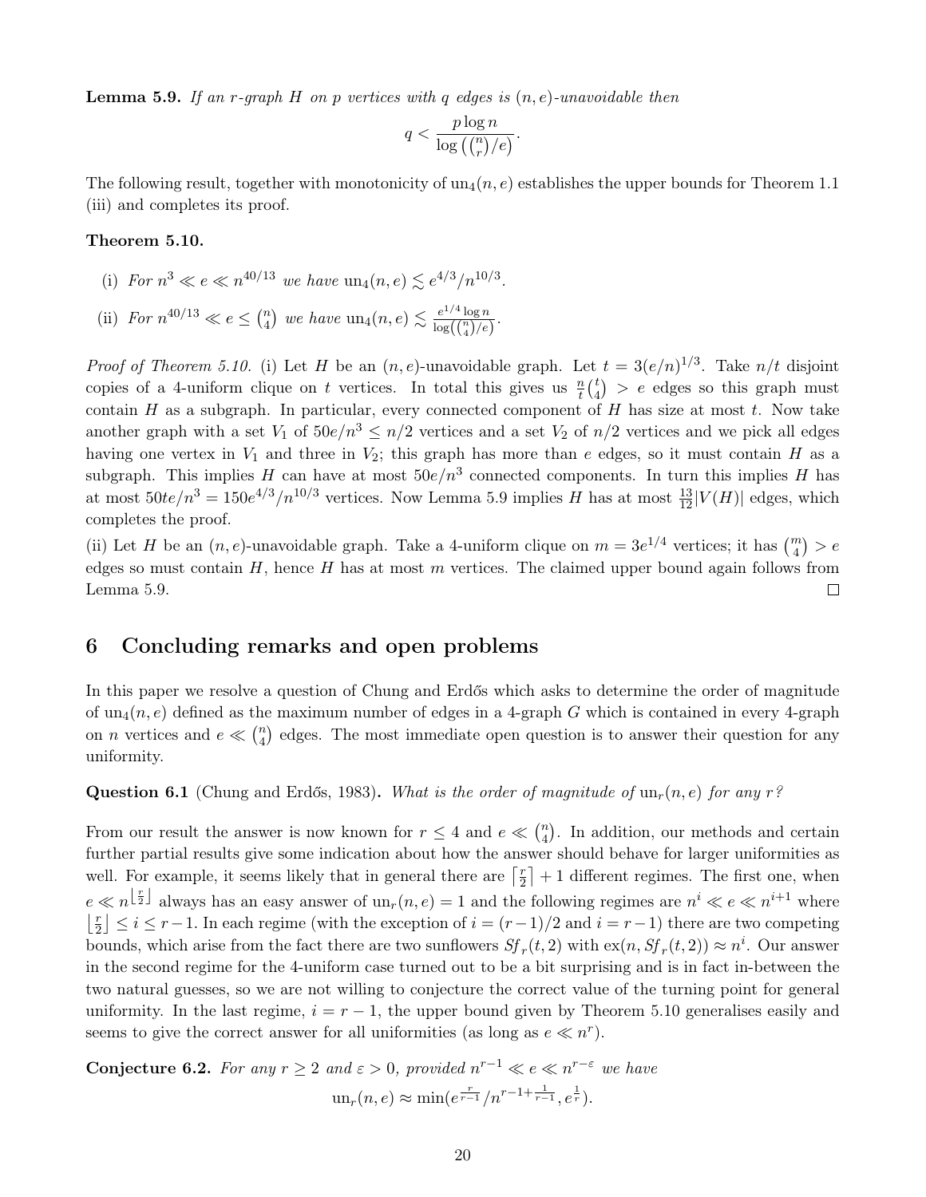**Lemma 5.9.** *If an r-graph $H$ on $p$ vertices with $q$ edges is $(n,e)$-unavoidable then*

$$q < \frac{p \log n}{\log\left(\binom{n}{r}/e\right)}.$$

The following result, together with monotonicity of $\text{un}_4(n,e)$ establishes the upper bounds for Theorem 1.1 (iii) and completes its proof.

**Theorem 5.10.**

(i) *For $n^3 \ll e \ll n^{40/13}$ we have $\text{un}_4(n,e) \lesssim e^{4/3}/n^{10/3}$.*

(ii) *For $n^{40/13} \ll e \leq \binom{n}{4}$ we have $\text{un}_4(n,e) \lesssim \frac{e^{1/4}\log n}{\log\left(\binom{n}{4}/e\right)}$.*

*Proof of Theorem 5.10.* (i) Let $H$ be an $(n,e)$-unavoidable graph. Let $t = 3(e/n)^{1/3}$. Take $n/t$ disjoint copies of a 4-uniform clique on $t$ vertices. In total this gives us $\frac{n}{t}\binom{t}{4} > e$ edges so this graph must contain $H$ as a subgraph. In particular, every connected component of $H$ has size at most $t$. Now take another graph with a set $V_1$ of $50e/n^3 \leq n/2$ vertices and a set $V_2$ of $n/2$ vertices and we pick all edges having one vertex in $V_1$ and three in $V_2$; this graph has more than $e$ edges, so it must contain $H$ as a subgraph. This implies $H$ can have at most $50e/n^3$ connected components. In turn this implies $H$ has at most $50te/n^3 = 150e^{4/3}/n^{10/3}$ vertices. Now Lemma 5.9 implies $H$ has at most $\frac{13}{12}|V(H)|$ edges, which completes the proof.

(ii) Let $H$ be an $(n,e)$-unavoidable graph. Take a 4-uniform clique on $m = 3e^{1/4}$ vertices; it has $\binom{m}{4} > e$ edges so must contain $H$, hence $H$ has at most $m$ vertices. The claimed upper bound again follows from Lemma 5.9. □

## 6 Concluding remarks and open problems

In this paper we resolve a question of Chung and Erdős which asks to determine the order of magnitude of $\text{un}_4(n,e)$ defined as the maximum number of edges in a 4-graph $G$ which is contained in every 4-graph on $n$ vertices and $e \ll \binom{n}{4}$ edges. The most immediate open question is to answer their question for any uniformity.

**Question 6.1** (Chung and Erdős, 1983)**.** *What is the order of magnitude of $\text{un}_r(n,e)$ for any $r$?*

From our result the answer is now known for $r \leq 4$ and $e \ll \binom{n}{4}$. In addition, our methods and certain further partial results give some indication about how the answer should behave for larger uniformities as well. For example, it seems likely that in general there are $\lceil \frac{r}{2} \rceil + 1$ different regimes. The first one, when $e \ll n^{\lfloor \frac{r}{2} \rfloor}$ always has an easy answer of $\text{un}_r(n,e) = 1$ and the following regimes are $n^i \ll e \ll n^{i+1}$ where $\lfloor \frac{r}{2} \rfloor \leq i \leq r-1$. In each regime (with the exception of $i = (r-1)/2$ and $i = r-1$) there are two competing bounds, which arise from the fact there are two sunflowers $Sf_r(t,2)$ with $\text{ex}(n, Sf_r(t,2)) \approx n^i$. Our answer in the second regime for the 4-uniform case turned out to be a bit surprising and is in fact in-between the two natural guesses, so we are not willing to conjecture the correct value of the turning point for general uniformity. In the last regime, $i = r-1$, the upper bound given by Theorem 5.10 generalises easily and seems to give the correct answer for all uniformities (as long as $e \ll n^r$).

**Conjecture 6.2.** *For any $r \geq 2$ and $\varepsilon > 0$, provided $n^{r-1} \ll e \ll n^{r-\varepsilon}$ we have*

$$\text{un}_r(n,e) \approx \min(e^{\frac{r}{r-1}}/n^{r-1+\frac{1}{r-1}}, e^{\frac{1}{r}}).$$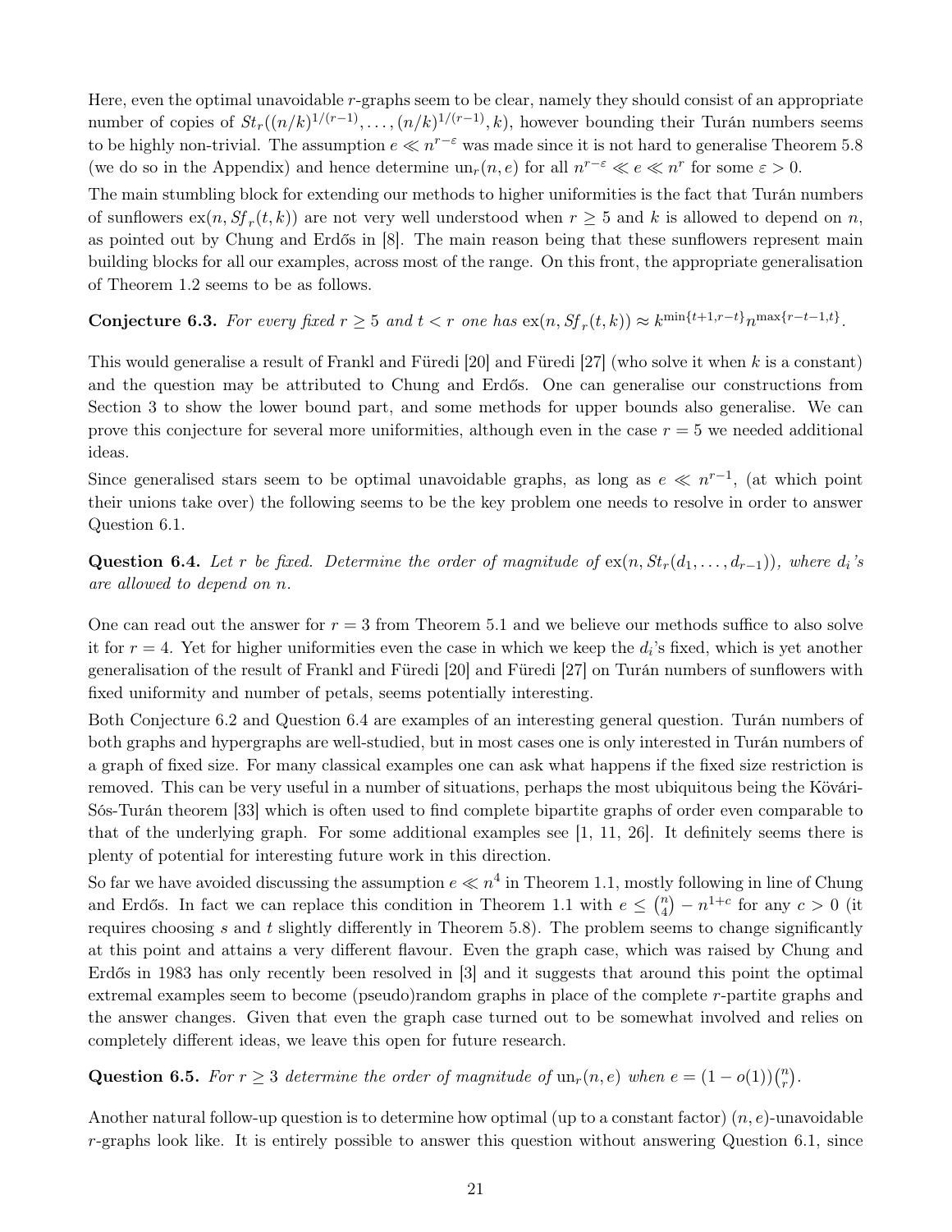Here, even the optimal unavoidable $r$-graphs seem to be clear, namely they should consist of an appropriate number of copies of $St_r((n/k)^{1/(r-1)}, \dots, (n/k)^{1/(r-1)}, k)$, however bounding their Turán numbers seems to be highly non-trivial. The assumption $e \ll n^{r-\varepsilon}$ was made since it is not hard to generalise Theorem 5.8 (we do so in the Appendix) and hence determine $\mathrm{un}_r(n, e)$ for all $n^{r-\varepsilon} \ll e \ll n^r$ for some $\varepsilon > 0$.

The main stumbling block for extending our methods to higher uniformities is the fact that Turán numbers of sunflowers $\mathrm{ex}(n, Sf_r(t, k))$ are not very well understood when $r \geq 5$ and $k$ is allowed to depend on $n$, as pointed out by Chung and Erdős in [8]. The main reason being that these sunflowers represent main building blocks for all our examples, across most of the range. On this front, the appropriate generalisation of Theorem 1.2 seems to be as follows.

**Conjecture 6.3.** *For every fixed $r \geq 5$ and $t < r$ one has $\mathrm{ex}(n, Sf_r(t, k)) \approx k^{\min\{t+1, r-t\}} n^{\max\{r-t-1, t\}}$.*

This would generalise a result of Frankl and Füredi [20] and Füredi [27] (who solve it when $k$ is a constant) and the question may be attributed to Chung and Erdős. One can generalise our constructions from Section 3 to show the lower bound part, and some methods for upper bounds also generalise. We can prove this conjecture for several more uniformities, although even in the case $r = 5$ we needed additional ideas.

Since generalised stars seem to be optimal unavoidable graphs, as long as $e \ll n^{r-1}$, (at which point their unions take over) the following seems to be the key problem one needs to resolve in order to answer Question 6.1.

**Question 6.4.** *Let $r$ be fixed. Determine the order of magnitude of $\mathrm{ex}(n, St_r(d_1, \dots, d_{r-1}))$, where $d_i$'s are allowed to depend on $n$.*

One can read out the answer for $r = 3$ from Theorem 5.1 and we believe our methods suffice to also solve it for $r = 4$. Yet for higher uniformities even the case in which we keep the $d_i$'s fixed, which is yet another generalisation of the result of Frankl and Füredi [20] and Füredi [27] on Turán numbers of sunflowers with fixed uniformity and number of petals, seems potentially interesting.

Both Conjecture 6.2 and Question 6.4 are examples of an interesting general question. Turán numbers of both graphs and hypergraphs are well-studied, but in most cases one is only interested in Turán numbers of a graph of fixed size. For many classical examples one can ask what happens if the fixed size restriction is removed. This can be very useful in a number of situations, perhaps the most ubiquitous being the Kővári-Sós-Turán theorem [33] which is often used to find complete bipartite graphs of order even comparable to that of the underlying graph. For some additional examples see [1, 11, 26]. It definitely seems there is plenty of potential for interesting future work in this direction.

So far we have avoided discussing the assumption $e \ll n^4$ in Theorem 1.1, mostly following in line of Chung and Erdős. In fact we can replace this condition in Theorem 1.1 with $e \leq \binom{n}{4} - n^{1+c}$ for any $c > 0$ (it requires choosing $s$ and $t$ slightly differently in Theorem 5.8). The problem seems to change significantly at this point and attains a very different flavour. Even the graph case, which was raised by Chung and Erdős in 1983 has only recently been resolved in [3] and it suggests that around this point the optimal extremal examples seem to become (pseudo)random graphs in place of the complete $r$-partite graphs and the answer changes. Given that even the graph case turned out to be somewhat involved and relies on completely different ideas, we leave this open for future research.

**Question 6.5.** *For $r \geq 3$ determine the order of magnitude of $\mathrm{un}_r(n, e)$ when $e = (1 - o(1))\binom{n}{r}$.*

Another natural follow-up question is to determine how optimal (up to a constant factor) $(n, e)$-unavoidable $r$-graphs look like. It is entirely possible to answer this question without answering Question 6.1, since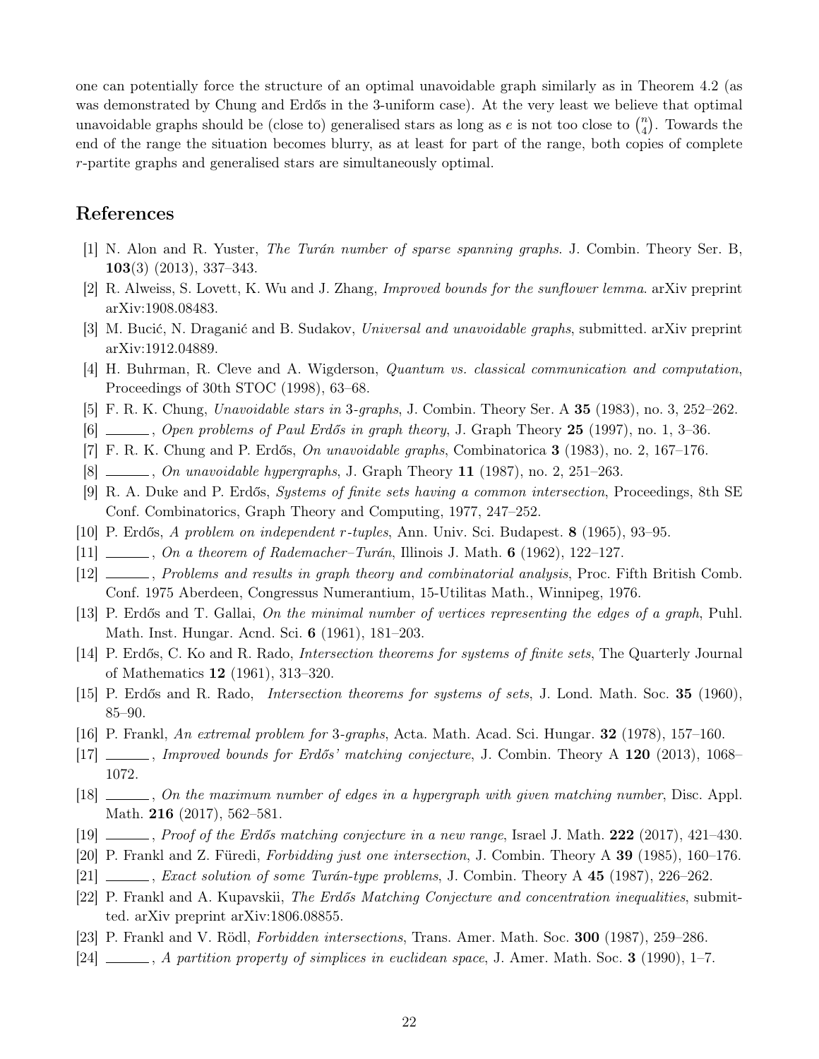one can potentially force the structure of an optimal unavoidable graph similarly as in Theorem 4.2 (as was demonstrated by Chung and Erdős in the 3-uniform case). At the very least we believe that optimal unavoidable graphs should be (close to) generalised stars as long as $e$ is not too close to $\binom{n}{4}$. Towards the end of the range the situation becomes blurry, as at least for part of the range, both copies of complete $r$-partite graphs and generalised stars are simultaneously optimal.

## References

[1] N. Alon and R. Yuster, *The Turán number of sparse spanning graphs*. J. Combin. Theory Ser. B, **103**(3) (2013), 337–343.

[2] R. Alweiss, S. Lovett, K. Wu and J. Zhang, *Improved bounds for the sunflower lemma*. arXiv preprint arXiv:1908.08483.

[3] M. Bucić, N. Draganić and B. Sudakov, *Universal and unavoidable graphs*, submitted. arXiv preprint arXiv:1912.04889.

[4] H. Buhrman, R. Cleve and A. Wigderson, *Quantum vs. classical communication and computation*, Proceedings of 30th STOC (1998), 63–68.

[5] F. R. K. Chung, *Unavoidable stars in 3-graphs*, J. Combin. Theory Ser. A **35** (1983), no. 3, 252–262.

[6] ______, *Open problems of Paul Erdős in graph theory*, J. Graph Theory **25** (1997), no. 1, 3–36.

[7] F. R. K. Chung and P. Erdős, *On unavoidable graphs*, Combinatorica **3** (1983), no. 2, 167–176.

[8] ______, *On unavoidable hypergraphs*, J. Graph Theory **11** (1987), no. 2, 251–263.

[9] R. A. Duke and P. Erdős, *Systems of finite sets having a common intersection*, Proceedings, 8th SE Conf. Combinatorics, Graph Theory and Computing, 1977, 247–252.

[10] P. Erdős, *A problem on independent r-tuples*, Ann. Univ. Sci. Budapest. **8** (1965), 93–95.

[11] ______, *On a theorem of Rademacher–Turán*, Illinois J. Math. **6** (1962), 122–127.

[12] ______, *Problems and results in graph theory and combinatorial analysis*, Proc. Fifth British Comb. Conf. 1975 Aberdeen, Congressus Numerantium, 15-Utilitas Math., Winnipeg, 1976.

[13] P. Erdős and T. Gallai, *On the minimal number of vertices representing the edges of a graph*, Puhl. Math. Inst. Hungar. Acnd. Sci. **6** (1961), 181–203.

[14] P. Erdős, C. Ko and R. Rado, *Intersection theorems for systems of finite sets*, The Quarterly Journal of Mathematics **12** (1961), 313–320.

[15] P. Erdős and R. Rado, *Intersection theorems for systems of sets*, J. Lond. Math. Soc. **35** (1960), 85–90.

[16] P. Frankl, *An extremal problem for 3-graphs*, Acta. Math. Acad. Sci. Hungar. **32** (1978), 157–160.

[17] ______, *Improved bounds for Erdős' matching conjecture*, J. Combin. Theory A **120** (2013), 1068–1072.

[18] ______, *On the maximum number of edges in a hypergraph with given matching number*, Disc. Appl. Math. **216** (2017), 562–581.

[19] ______, *Proof of the Erdős matching conjecture in a new range*, Israel J. Math. **222** (2017), 421–430.

[20] P. Frankl and Z. Füredi, *Forbidding just one intersection*, J. Combin. Theory A **39** (1985), 160–176.

[21] ______, *Exact solution of some Turán-type problems*, J. Combin. Theory A **45** (1987), 226–262.

[22] P. Frankl and A. Kupavskii, *The Erdős Matching Conjecture and concentration inequalities*, submitted. arXiv preprint arXiv:1806.08855.

[23] P. Frankl and V. Rödl, *Forbidden intersections*, Trans. Amer. Math. Soc. **300** (1987), 259–286.

[24] ______, *A partition property of simplices in euclidean space*, J. Amer. Math. Soc. **3** (1990), 1–7.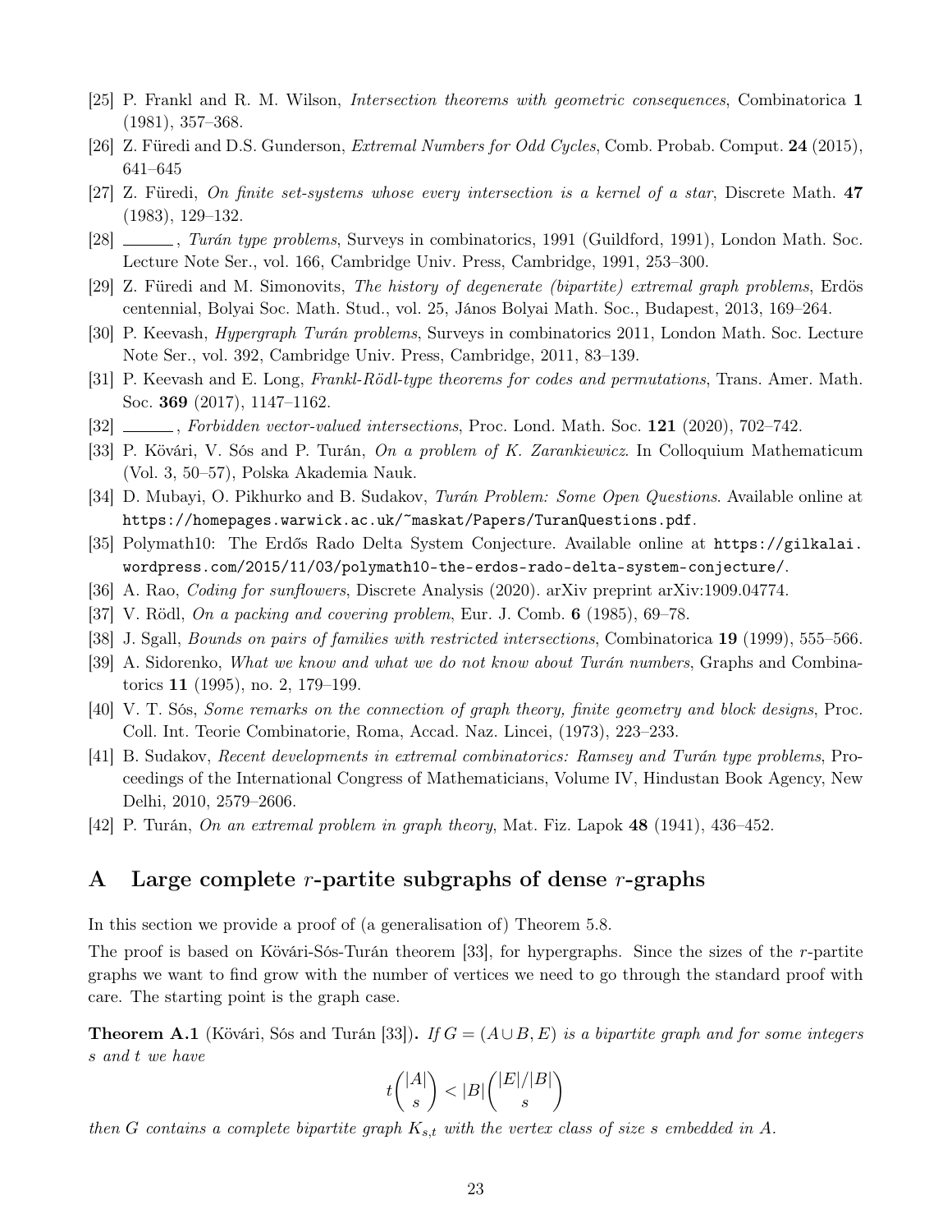[25] P. Frankl and R. M. Wilson, *Intersection theorems with geometric consequences*, Combinatorica **1** (1981), 357–368.

[26] Z. Füredi and D.S. Gunderson, *Extremal Numbers for Odd Cycles*, Comb. Probab. Comput. **24** (2015), 641–645

[27] Z. Füredi, *On finite set-systems whose every intersection is a kernel of a star*, Discrete Math. **47** (1983), 129–132.

[28] ______, *Turán type problems*, Surveys in combinatorics, 1991 (Guildford, 1991), London Math. Soc. Lecture Note Ser., vol. 166, Cambridge Univ. Press, Cambridge, 1991, 253–300.

[29] Z. Füredi and M. Simonovits, *The history of degenerate (bipartite) extremal graph problems*, Erdös centennial, Bolyai Soc. Math. Stud., vol. 25, János Bolyai Math. Soc., Budapest, 2013, 169–264.

[30] P. Keevash, *Hypergraph Turán problems*, Surveys in combinatorics 2011, London Math. Soc. Lecture Note Ser., vol. 392, Cambridge Univ. Press, Cambridge, 2011, 83–139.

[31] P. Keevash and E. Long, *Frankl-Rödl-type theorems for codes and permutations*, Trans. Amer. Math. Soc. **369** (2017), 1147–1162.

[32] ______, *Forbidden vector-valued intersections*, Proc. Lond. Math. Soc. **121** (2020), 702–742.

[33] P. Kövári, V. Sós and P. Turán, *On a problem of K. Zarankiewicz*. In Colloquium Mathematicum (Vol. 3, 50–57), Polska Akademia Nauk.

[34] D. Mubayi, O. Pikhurko and B. Sudakov, *Turán Problem: Some Open Questions*. Available online at `https://homepages.warwick.ac.uk/~maskat/Papers/TuranQuestions.pdf`.

[35] Polymath10: The Erdős Rado Delta System Conjecture. Available online at `https://gilkalai.wordpress.com/2015/11/03/polymath10-the-erdos-rado-delta-system-conjecture/`.

[36] A. Rao, *Coding for sunflowers*, Discrete Analysis (2020). arXiv preprint arXiv:1909.04774.

[37] V. Rödl, *On a packing and covering problem*, Eur. J. Comb. **6** (1985), 69–78.

[38] J. Sgall, *Bounds on pairs of families with restricted intersections*, Combinatorica **19** (1999), 555–566.

[39] A. Sidorenko, *What we know and what we do not know about Turán numbers*, Graphs and Combinatorics **11** (1995), no. 2, 179–199.

[40] V. T. Sós, *Some remarks on the connection of graph theory, finite geometry and block designs*, Proc. Coll. Int. Teorie Combinatorie, Roma, Accad. Naz. Lincei, (1973), 223–233.

[41] B. Sudakov, *Recent developments in extremal combinatorics: Ramsey and Turán type problems*, Proceedings of the International Congress of Mathematicians, Volume IV, Hindustan Book Agency, New Delhi, 2010, 2579–2606.

[42] P. Turán, *On an extremal problem in graph theory*, Mat. Fiz. Lapok **48** (1941), 436–452.

# A Large complete $r$-partite subgraphs of dense $r$-graphs

In this section we provide a proof of (a generalisation of) Theorem 5.8.

The proof is based on Kövári-Sós-Turán theorem [33], for hypergraphs. Since the sizes of the $r$-partite graphs we want to find grow with the number of vertices we need to go through the standard proof with care. The starting point is the graph case.

**Theorem A.1** (Kövári, Sós and Turán [33])**.** *If $G = (A \cup B, E)$ is a bipartite graph and for some integers $s$ and $t$ we have*

$$t\binom{|A|}{s} < |B|\binom{|E|/|B|}{s}$$

*then $G$ contains a complete bipartite graph $K_{s,t}$ with the vertex class of size $s$ embedded in $A$.*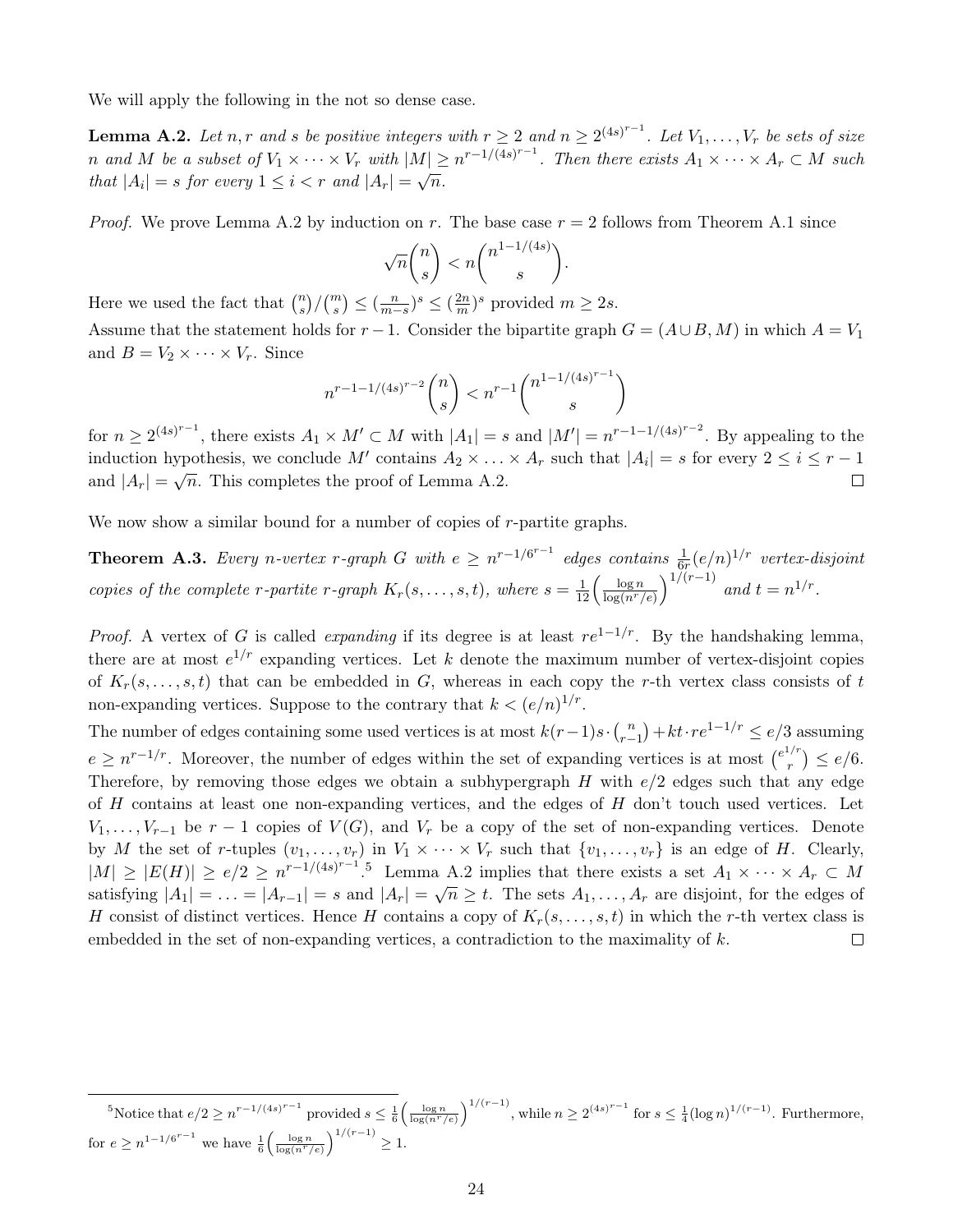We will apply the following in the not so dense case.

**Lemma A.2.** *Let $n, r$ and $s$ be positive integers with $r \geq 2$ and $n \geq 2^{(4s)^{r-1}}$. Let $V_1, \dots, V_r$ be sets of size $n$ and $M$ be a subset of $V_1 \times \dots \times V_r$ with $|M| \geq n^{r-1/(4s)^{r-1}}$. Then there exists $A_1 \times \dots \times A_r \subset M$ such that $|A_i| = s$ for every $1 \leq i < r$ and $|A_r| = \sqrt{n}$.*

*Proof.* We prove Lemma A.2 by induction on $r$. The base case $r = 2$ follows from Theorem A.1 since

$$\sqrt{n}\binom{n}{s} < n\binom{n^{1-1/(4s)}}{s}.$$

Here we used the fact that $\binom{n}{s}/\binom{m}{s} \leq (\frac{n}{m-s})^s \leq (\frac{2n}{m})^s$ provided $m \geq 2s$.

Assume that the statement holds for $r-1$. Consider the bipartite graph $G = (A \cup B, M)$ in which $A = V_1$ and $B = V_2 \times \dots \times V_r$. Since

$$n^{r-1-1/(4s)^{r-2}}\binom{n}{s} < n^{r-1}\binom{n^{1-1/(4s)^{r-1}}}{s}$$

for $n \geq 2^{(4s)^{r-1}}$, there exists $A_1 \times M' \subset M$ with $|A_1| = s$ and $|M'| = n^{r-1-1/(4s)^{r-2}}$. By appealing to the induction hypothesis, we conclude $M'$ contains $A_2 \times \ldots \times A_r$ such that $|A_i| = s$ for every $2 \leq i \leq r-1$ and $|A_r| = \sqrt{n}$. This completes the proof of Lemma A.2. $\square$

We now show a similar bound for a number of copies of $r$-partite graphs.

**Theorem A.3.** *Every $n$-vertex $r$-graph $G$ with $e \geq n^{r-1/6^{r-1}}$ edges contains $\frac{1}{6r}(e/n)^{1/r}$ vertex-disjoint copies of the complete $r$-partite $r$-graph $K_r(s, \dots, s, t)$, where $s = \frac{1}{12}\left(\frac{\log n}{\log(n^r/e)}\right)^{1/(r-1)}$ and $t = n^{1/r}$.*

*Proof.* A vertex of $G$ is called *expanding* if its degree is at least $re^{1-1/r}$. By the handshaking lemma, there are at most $e^{1/r}$ expanding vertices. Let $k$ denote the maximum number of vertex-disjoint copies of $K_r(s, \dots, s, t)$ that can be embedded in $G$, whereas in each copy the $r$-th vertex class consists of $t$ non-expanding vertices. Suppose to the contrary that $k < (e/n)^{1/r}$.

The number of edges containing some used vertices is at most $k(r-1)s \cdot \binom{n}{r-1} + kt \cdot re^{1-1/r} \leq e/3$ assuming $e \geq n^{r-1/r}$. Moreover, the number of edges within the set of expanding vertices is at most $\binom{e^{1/r}}{r} \leq e/6$. Therefore, by removing those edges we obtain a subhypergraph $H$ with $e/2$ edges such that any edge of $H$ contains at least one non-expanding vertices, and the edges of $H$ don't touch used vertices. Let $V_1, \dots, V_{r-1}$ be $r-1$ copies of $V(G)$, and $V_r$ be a copy of the set of non-expanding vertices. Denote by $M$ the set of $r$-tuples $(v_1, \dots, v_r)$ in $V_1 \times \dots \times V_r$ such that $\{v_1, \dots, v_r\}$ is an edge of $H$. Clearly, $|M| \geq |E(H)| \geq e/2 \geq n^{r-1/(4s)^{r-1}}$.[5] Lemma A.2 implies that there exists a set $A_1 \times \dots \times A_r \subset M$ satisfying $|A_1| = \ldots = |A_{r-1}| = s$ and $|A_r| = \sqrt{n} \geq t$. The sets $A_1, \dots, A_r$ are disjoint, for the edges of $H$ consist of distinct vertices. Hence $H$ contains a copy of $K_r(s, \dots, s, t)$ in which the $r$-th vertex class is embedded in the set of non-expanding vertices, a contradiction to the maximality of $k$. $\square$

---

[5] Notice that $e/2 \geq n^{r-1/(4s)^{r-1}}$ provided $s \leq \frac{1}{6}\left(\frac{\log n}{\log(n^r/e)}\right)^{1/(r-1)}$, while $n \geq 2^{(4s)^{r-1}}$ for $s \leq \frac{1}{4}(\log n)^{1/(r-1)}$. Furthermore, for $e \geq n^{1-1/6^{r-1}}$ we have $\frac{1}{6}\left(\frac{\log n}{\log(n^r/e)}\right)^{1/(r-1)} \geq 1$.